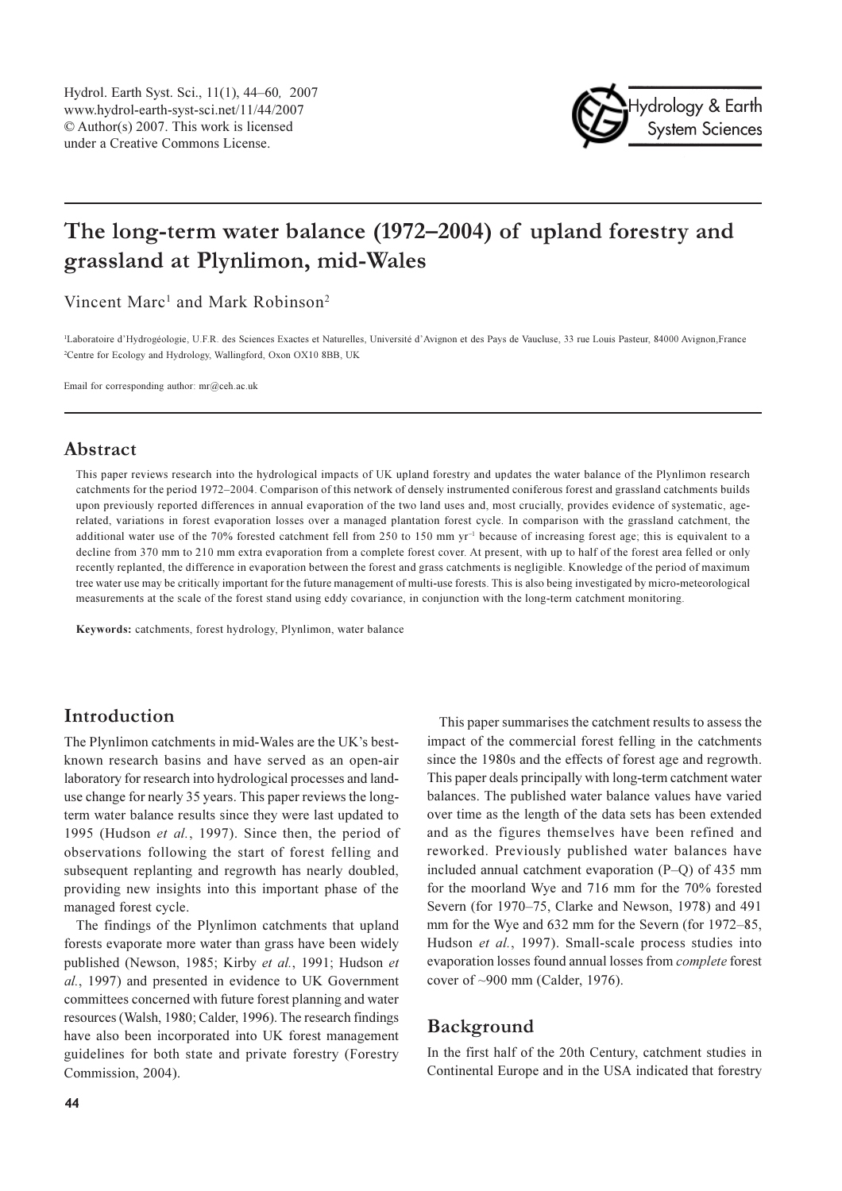# The long-term water balance (1972–2004) of upland forestry and grassland at Plynlimon, mid-Wales

Vincent Marc[1] and Mark Robinson[2]

[1]Laboratoire d'Hydrogéologie, U.F.R. des Sciences Exactes et Naturelles, Université d'Avignon et des Pays de Vaucluse, 33 rue Louis Pasteur, 84000 Avignon,France
[2]Centre for Ecology and Hydrology, Wallingford, Oxon OX10 8BB, UK

Email for corresponding author: mr@ceh.ac.uk

## Abstract

This paper reviews research into the hydrological impacts of UK upland forestry and updates the water balance of the Plynlimon research catchments for the period 1972–2004. Comparison of this network of densely instrumented coniferous forest and grassland catchments builds upon previously reported differences in annual evaporation of the two land uses and, most crucially, provides evidence of systematic, age-related, variations in forest evaporation losses over a managed plantation forest cycle. In comparison with the grassland catchment, the additional water use of the 70% forested catchment fell from 250 to 150 mm yr$^{-1}$ because of increasing forest age; this is equivalent to a decline from 370 mm to 210 mm extra evaporation from a complete forest cover. At present, with up to half of the forest area felled or only recently replanted, the difference in evaporation between the forest and grass catchments is negligible. Knowledge of the period of maximum tree water use may be critically important for the future management of multi-use forests. This is also being investigated by micro-meteorological measurements at the scale of the forest stand using eddy covariance, in conjunction with the long-term catchment monitoring.

**Keywords:** catchments, forest hydrology, Plynlimon, water balance

## Introduction

The Plynlimon catchments in mid-Wales are the UK's best-known research basins and have served as an open-air laboratory for research into hydrological processes and land-use change for nearly 35 years. This paper reviews the long-term water balance results since they were last updated to 1995 (Hudson *et al.*, 1997). Since then, the period of observations following the start of forest felling and subsequent replanting and regrowth has nearly doubled, providing new insights into this important phase of the managed forest cycle.

The findings of the Plynlimon catchments that upland forests evaporate more water than grass have been widely published (Newson, 1985; Kirby *et al.*, 1991; Hudson *et al.*, 1997) and presented in evidence to UK Government committees concerned with future forest planning and water resources (Walsh, 1980; Calder, 1996). The research findings have also been incorporated into UK forest management guidelines for both state and private forestry (Forestry Commission, 2004).

This paper summarises the catchment results to assess the impact of the commercial forest felling in the catchments since the 1980s and the effects of forest age and regrowth. This paper deals principally with long-term catchment water balances. The published water balance values have varied over time as the length of the data sets has been extended and as the figures themselves have been refined and reworked. Previously published water balances have included annual catchment evaporation (P–Q) of 435 mm for the moorland Wye and 716 mm for the 70% forested Severn (for 1970–75, Clarke and Newson, 1978) and 491 mm for the Wye and 632 mm for the Severn (for 1972–85, Hudson *et al.*, 1997). Small-scale process studies into evaporation losses found annual losses from *complete* forest cover of ~900 mm (Calder, 1976).

## Background

In the first half of the 20th Century, catchment studies in Continental Europe and in the USA indicated that forestry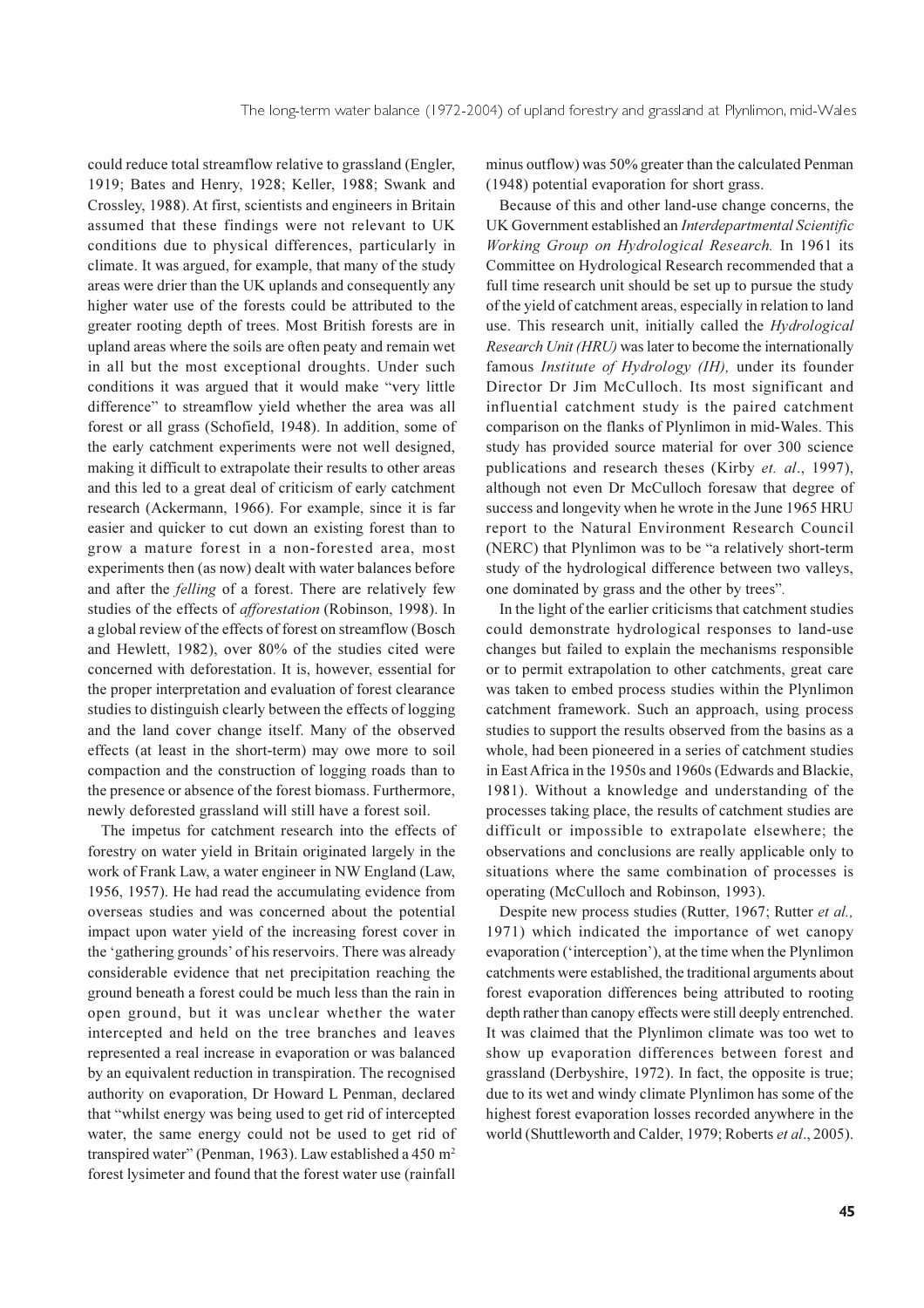could reduce total streamflow relative to grassland (Engler, 1919; Bates and Henry, 1928; Keller, 1988; Swank and Crossley, 1988). At first, scientists and engineers in Britain assumed that these findings were not relevant to UK conditions due to physical differences, particularly in climate. It was argued, for example, that many of the study areas were drier than the UK uplands and consequently any higher water use of the forests could be attributed to the greater rooting depth of trees. Most British forests are in upland areas where the soils are often peaty and remain wet in all but the most exceptional droughts. Under such conditions it was argued that it would make "very little difference" to streamflow yield whether the area was all forest or all grass (Schofield, 1948). In addition, some of the early catchment experiments were not well designed, making it difficult to extrapolate their results to other areas and this led to a great deal of criticism of early catchment research (Ackermann, 1966). For example, since it is far easier and quicker to cut down an existing forest than to grow a mature forest in a non-forested area, most experiments then (as now) dealt with water balances before and after the *felling* of a forest. There are relatively few studies of the effects of *afforestation* (Robinson, 1998). In a global review of the effects of forest on streamflow (Bosch and Hewlett, 1982), over 80% of the studies cited were concerned with deforestation. It is, however, essential for the proper interpretation and evaluation of forest clearance studies to distinguish clearly between the effects of logging and the land cover change itself. Many of the observed effects (at least in the short-term) may owe more to soil compaction and the construction of logging roads than to the presence or absence of the forest biomass. Furthermore, newly deforested grassland will still have a forest soil.

The impetus for catchment research into the effects of forestry on water yield in Britain originated largely in the work of Frank Law, a water engineer in NW England (Law, 1956, 1957). He had read the accumulating evidence from overseas studies and was concerned about the potential impact upon water yield of the increasing forest cover in the 'gathering grounds' of his reservoirs. There was already considerable evidence that net precipitation reaching the ground beneath a forest could be much less than the rain in open ground, but it was unclear whether the water intercepted and held on the tree branches and leaves represented a real increase in evaporation or was balanced by an equivalent reduction in transpiration. The recognised authority on evaporation, Dr Howard L Penman, declared that "whilst energy was being used to get rid of intercepted water, the same energy could not be used to get rid of transpired water" (Penman, 1963). Law established a 450 $m^2$ forest lysimeter and found that the forest water use (rainfall minus outflow) was 50% greater than the calculated Penman (1948) potential evaporation for short grass.

Because of this and other land-use change concerns, the UK Government established an *Interdepartmental Scientific Working Group on Hydrological Research.* In 1961 its Committee on Hydrological Research recommended that a full time research unit should be set up to pursue the study of the yield of catchment areas, especially in relation to land use. This research unit, initially called the *Hydrological Research Unit (HRU)* was later to become the internationally famous *Institute of Hydrology (IH),* under its founder Director Dr Jim McCulloch. Its most significant and influential catchment study is the paired catchment comparison on the flanks of Plynlimon in mid-Wales. This study has provided source material for over 300 science publications and research theses (Kirby *et. al*., 1997), although not even Dr McCulloch foresaw that degree of success and longevity when he wrote in the June 1965 HRU report to the Natural Environment Research Council (NERC) that Plynlimon was to be "a relatively short-term study of the hydrological difference between two valleys, one dominated by grass and the other by trees".

In the light of the earlier criticisms that catchment studies could demonstrate hydrological responses to land-use changes but failed to explain the mechanisms responsible or to permit extrapolation to other catchments, great care was taken to embed process studies within the Plynlimon catchment framework. Such an approach, using process studies to support the results observed from the basins as a whole, had been pioneered in a series of catchment studies in East Africa in the 1950s and 1960s (Edwards and Blackie, 1981). Without a knowledge and understanding of the processes taking place, the results of catchment studies are difficult or impossible to extrapolate elsewhere; the observations and conclusions are really applicable only to situations where the same combination of processes is operating (McCulloch and Robinson, 1993).

Despite new process studies (Rutter, 1967; Rutter *et al.,* 1971) which indicated the importance of wet canopy evaporation ('interception'), at the time when the Plynlimon catchments were established, the traditional arguments about forest evaporation differences being attributed to rooting depth rather than canopy effects were still deeply entrenched. It was claimed that the Plynlimon climate was too wet to show up evaporation differences between forest and grassland (Derbyshire, 1972). In fact, the opposite is true; due to its wet and windy climate Plynlimon has some of the highest forest evaporation losses recorded anywhere in the world (Shuttleworth and Calder, 1979; Roberts *et al*., 2005).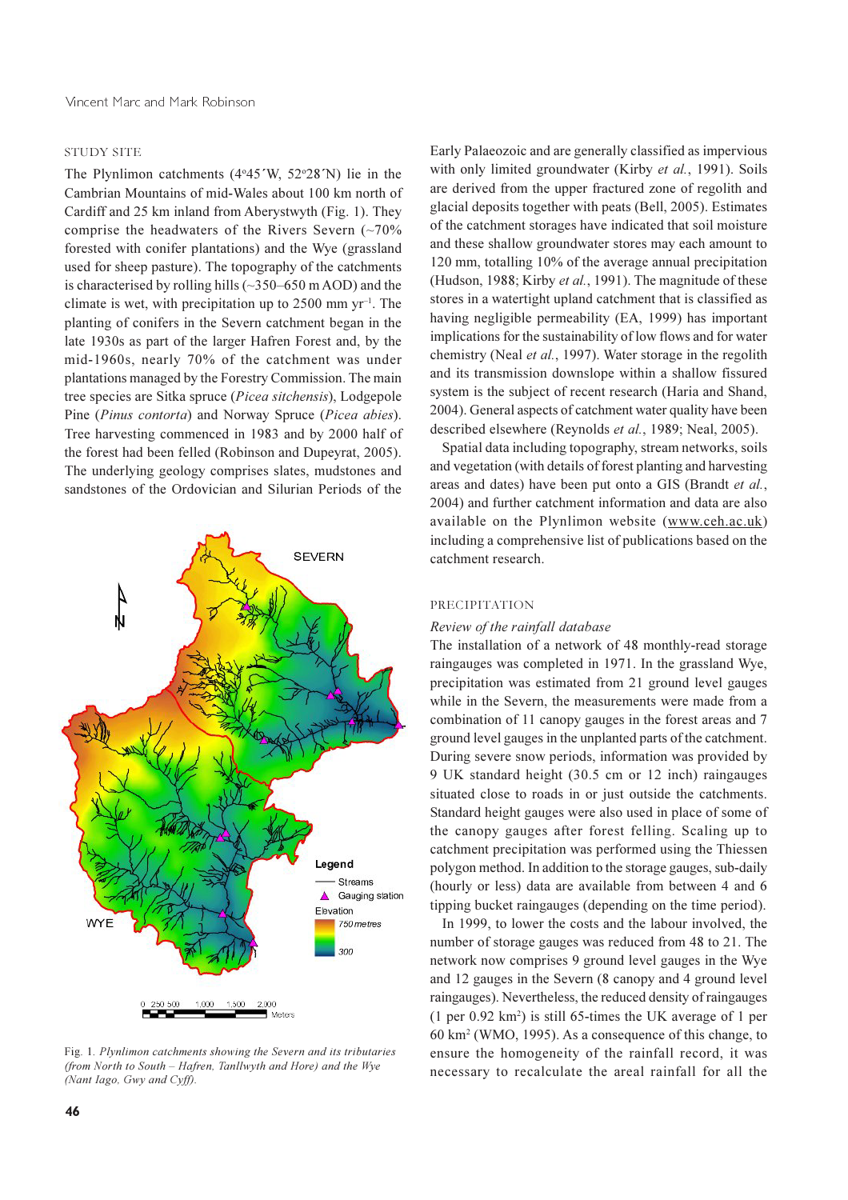## STUDY SITE

The Plynlimon catchments (4°45´W, 52°28´N) lie in the Cambrian Mountains of mid-Wales about 100 km north of Cardiff and 25 km inland from Aberystwyth (Fig. 1). They comprise the headwaters of the Rivers Severn (~70% forested with conifer plantations) and the Wye (grassland used for sheep pasture). The topography of the catchments is characterised by rolling hills (~350–650 m AOD) and the climate is wet, with precipitation up to 2500 mm yr$^{-1}$. The planting of conifers in the Severn catchment began in the late 1930s as part of the larger Hafren Forest and, by the mid-1960s, nearly 70% of the catchment was under plantations managed by the Forestry Commission. The main tree species are Sitka spruce (*Picea sitchensis*), Lodgepole Pine (*Pinus contorta*) and Norway Spruce (*Picea abies*). Tree harvesting commenced in 1983 and by 2000 half of the forest had been felled (Robinson and Dupeyrat, 2005). The underlying geology comprises slates, mudstones and sandstones of the Ordovician and Silurian Periods of the Early Palaeozoic and are generally classified as impervious with only limited groundwater (Kirby *et al.*, 1991). Soils are derived from the upper fractured zone of regolith and glacial deposits together with peats (Bell, 2005). Estimates of the catchment storages have indicated that soil moisture and these shallow groundwater stores may each amount to 120 mm, totalling 10% of the average annual precipitation (Hudson, 1988; Kirby *et al.*, 1991). The magnitude of these stores in a watertight upland catchment that is classified as having negligible permeability (EA, 1999) has important implications for the sustainability of low flows and for water chemistry (Neal *et al.*, 1997). Water storage in the regolith and its transmission downslope within a shallow fissured system is the subject of recent research (Haria and Shand, 2004). General aspects of catchment water quality have been described elsewhere (Reynolds *et al.*, 1989; Neal, 2005).

Spatial data including topography, stream networks, soils and vegetation (with details of forest planting and harvesting areas and dates) have been put onto a GIS (Brandt *et al.*, 2004) and further catchment information and data are also available on the Plynlimon website (www.ceh.ac.uk) including a comprehensive list of publications based on the catchment research.

Fig. 1. *Plynlimon catchments showing the Severn and its tributaries (from North to South – Hafren, Tanllwyth and Hore) and the Wye (Nant Iago, Gwy and Cyff).*

## PRECIPITATION

### *Review of the rainfall database*

The installation of a network of 48 monthly-read storage raingauges was completed in 1971. In the grassland Wye, precipitation was estimated from 21 ground level gauges while in the Severn, the measurements were made from a combination of 11 canopy gauges in the forest areas and 7 ground level gauges in the unplanted parts of the catchment. During severe snow periods, information was provided by 9 UK standard height (30.5 cm or 12 inch) raingauges situated close to roads in or just outside the catchments. Standard height gauges were also used in place of some of the canopy gauges after forest felling. Scaling up to catchment precipitation was performed using the Thiessen polygon method. In addition to the storage gauges, sub-daily (hourly or less) data are available from between 4 and 6 tipping bucket raingauges (depending on the time period).

In 1999, to lower the costs and the labour involved, the number of storage gauges was reduced from 48 to 21. The network now comprises 9 ground level gauges in the Wye and 12 gauges in the Severn (8 canopy and 4 ground level raingauges). Nevertheless, the reduced density of raingauges (1 per 0.92 km$^2$) is still 65-times the UK average of 1 per 60 km$^2$ (WMO, 1995). As a consequence of this change, to ensure the homogeneity of the rainfall record, it was necessary to recalculate the areal rainfall for all the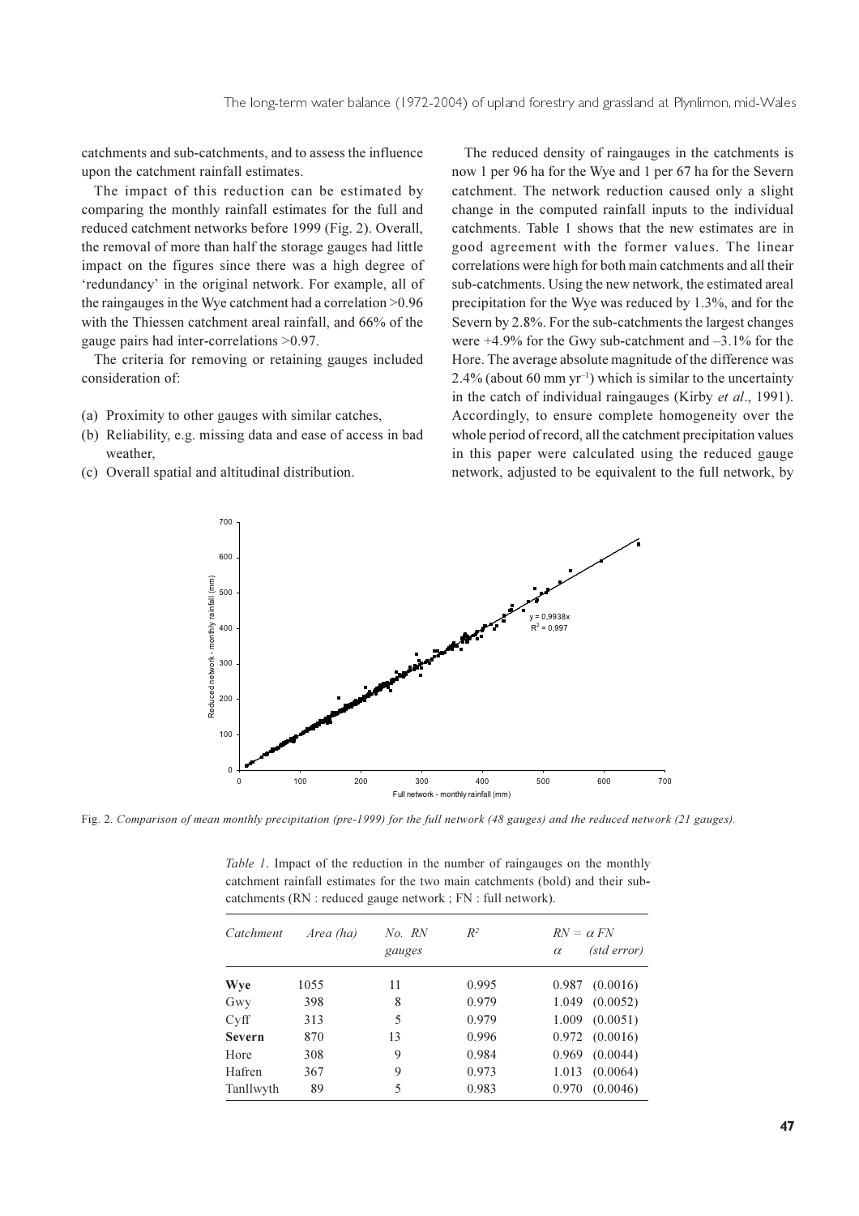catchments and sub-catchments, and to assess the influence upon the catchment rainfall estimates.

The impact of this reduction can be estimated by comparing the monthly rainfall estimates for the full and reduced catchment networks before 1999 (Fig. 2). Overall, the removal of more than half the storage gauges had little impact on the figures since there was a high degree of 'redundancy' in the original network. For example, all of the raingauges in the Wye catchment had a correlation >0.96 with the Thiessen catchment areal rainfall, and 66% of the gauge pairs had inter-correlations >0.97.

The criteria for removing or retaining gauges included consideration of:

(a) Proximity to other gauges with similar catches,
(b) Reliability, e.g. missing data and ease of access in bad weather,
(c) Overall spatial and altitudinal distribution.

The reduced density of raingauges in the catchments is now 1 per 96 ha for the Wye and 1 per 67 ha for the Severn catchment. The network reduction caused only a slight change in the computed rainfall inputs to the individual catchments. Table 1 shows that the new estimates are in good agreement with the former values. The linear correlations were high for both main catchments and all their sub-catchments. Using the new network, the estimated areal precipitation for the Wye was reduced by 1.3%, and for the Severn by 2.8%. For the sub-catchments the largest changes were +4.9% for the Gwy sub-catchment and –3.1% for the Hore. The average absolute magnitude of the difference was 2.4% (about 60 mm $yr^{-1}$) which is similar to the uncertainty in the catch of individual raingauges (Kirby *et al*., 1991). Accordingly, to ensure complete homogeneity over the whole period of record, all the catchment precipitation values in this paper were calculated using the reduced gauge network, adjusted to be equivalent to the full network, by

Fig. 2. *Comparison of mean monthly precipitation (pre-1999) for the full network (48 gauges) and the reduced network (21 gauges).*

*Table 1*. Impact of the reduction in the number of raingauges on the monthly catchment rainfall estimates for the two main catchments (bold) and their sub-catchments (RN : reduced gauge network ; FN : full network).

| *Catchment* | *Area (ha)* | *No. RN gauges* | $R^2$ | $RN = \alpha FN$ $\alpha$ | *(std error)* |
|---|---|---|---|---|---|
| **Wye** | 1055 | 11 | 0.995 | 0.987 | (0.0016) |
| Gwy | 398 | 8 | 0.979 | 1.049 | (0.0052) |
| Cyff | 313 | 5 | 0.979 | 1.009 | (0.0051) |
| **Severn** | 870 | 13 | 0.996 | 0.972 | (0.0016) |
| Hore | 308 | 9 | 0.984 | 0.969 | (0.0044) |
| Hafren | 367 | 9 | 0.973 | 1.013 | (0.0064) |
| Tanllwyth | 89 | 5 | 0.983 | 0.970 | (0.0046) |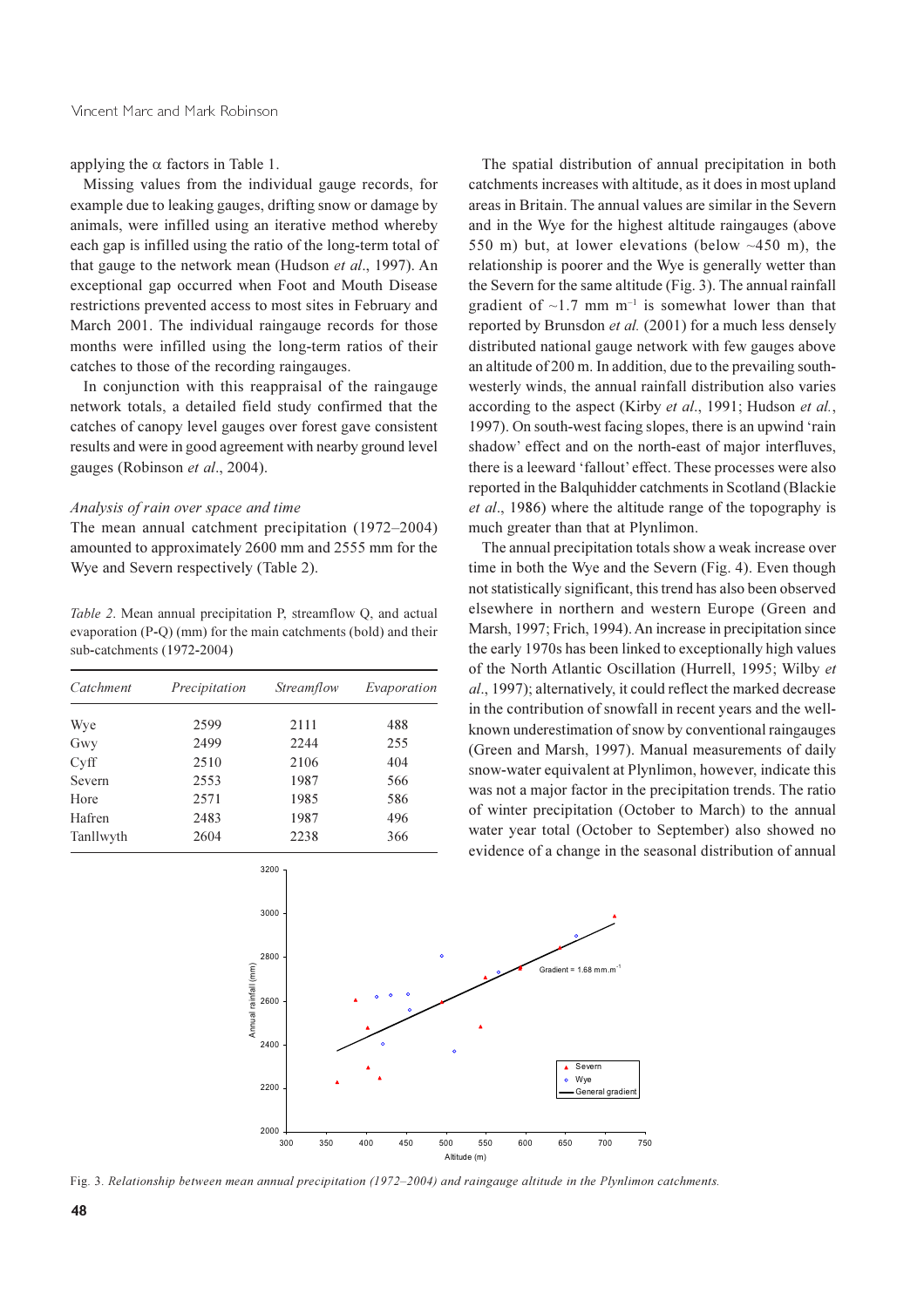applying the α factors in Table 1.

Missing values from the individual gauge records, for example due to leaking gauges, drifting snow or damage by animals, were infilled using an iterative method whereby each gap is infilled using the ratio of the long-term total of that gauge to the network mean (Hudson *et al*., 1997). An exceptional gap occurred when Foot and Mouth Disease restrictions prevented access to most sites in February and March 2001. The individual raingauge records for those months were infilled using the long-term ratios of their catches to those of the recording raingauges.

In conjunction with this reappraisal of the raingauge network totals, a detailed field study confirmed that the catches of canopy level gauges over forest gave consistent results and were in good agreement with nearby ground level gauges (Robinson *et al*., 2004).

*Analysis of rain over space and time*

The mean annual catchment precipitation (1972–2004) amounted to approximately 2600 mm and 2555 mm for the Wye and Severn respectively (Table 2).

*Table 2. Mean annual precipitation P, streamflow Q, and actual evaporation (P-Q) (mm) for the main catchments (bold) and their sub-catchments (1972-2004)*

| *Catchment* | *Precipitation* | *Streamflow* | *Evaporation* |
|---|---|---|---|
| Wye | 2599 | 2111 | 488 |
| Gwy | 2499 | 2244 | 255 |
| Cyff | 2510 | 2106 | 404 |
| Severn | 2553 | 1987 | 566 |
| Hore | 2571 | 1985 | 586 |
| Hafren | 2483 | 1987 | 496 |
| Tanllwyth | 2604 | 2238 | 366 |

The spatial distribution of annual precipitation in both catchments increases with altitude, as it does in most upland areas in Britain. The annual values are similar in the Severn and in the Wye for the highest altitude raingauges (above 550 m) but, at lower elevations (below ~450 m), the relationship is poorer and the Wye is generally wetter than the Severn for the same altitude (Fig. 3). The annual rainfall gradient of ~1.7 mm m$^{-1}$ is somewhat lower than that reported by Brunsdon *et al.* (2001) for a much less densely distributed national gauge network with few gauges above an altitude of 200 m. In addition, due to the prevailing south-westerly winds, the annual rainfall distribution also varies according to the aspect (Kirby *et al*., 1991; Hudson *et al.*, 1997). On south-west facing slopes, there is an upwind 'rain shadow' effect and on the north-east of major interfluves, there is a leeward 'fallout' effect. These processes were also reported in the Balquhidder catchments in Scotland (Blackie *et al*., 1986) where the altitude range of the topography is much greater than that at Plynlimon.

The annual precipitation totals show a weak increase over time in both the Wye and the Severn (Fig. 4). Even though not statistically significant, this trend has also been observed elsewhere in northern and western Europe (Green and Marsh, 1997; Frich, 1994). An increase in precipitation since the early 1970s has been linked to exceptionally high values of the North Atlantic Oscillation (Hurrell, 1995; Wilby *et al*., 1997); alternatively, it could reflect the marked decrease in the contribution of snowfall in recent years and the well-known underestimation of snow by conventional raingauges (Green and Marsh, 1997). Manual measurements of daily snow-water equivalent at Plynlimon, however, indicate this was not a major factor in the precipitation trends. The ratio of winter precipitation (October to March) to the annual water year total (October to September) also showed no evidence of a change in the seasonal distribution of annual

Fig. 3. *Relationship between mean annual precipitation (1972–2004) and raingauge altitude in the Plynlimon catchments.*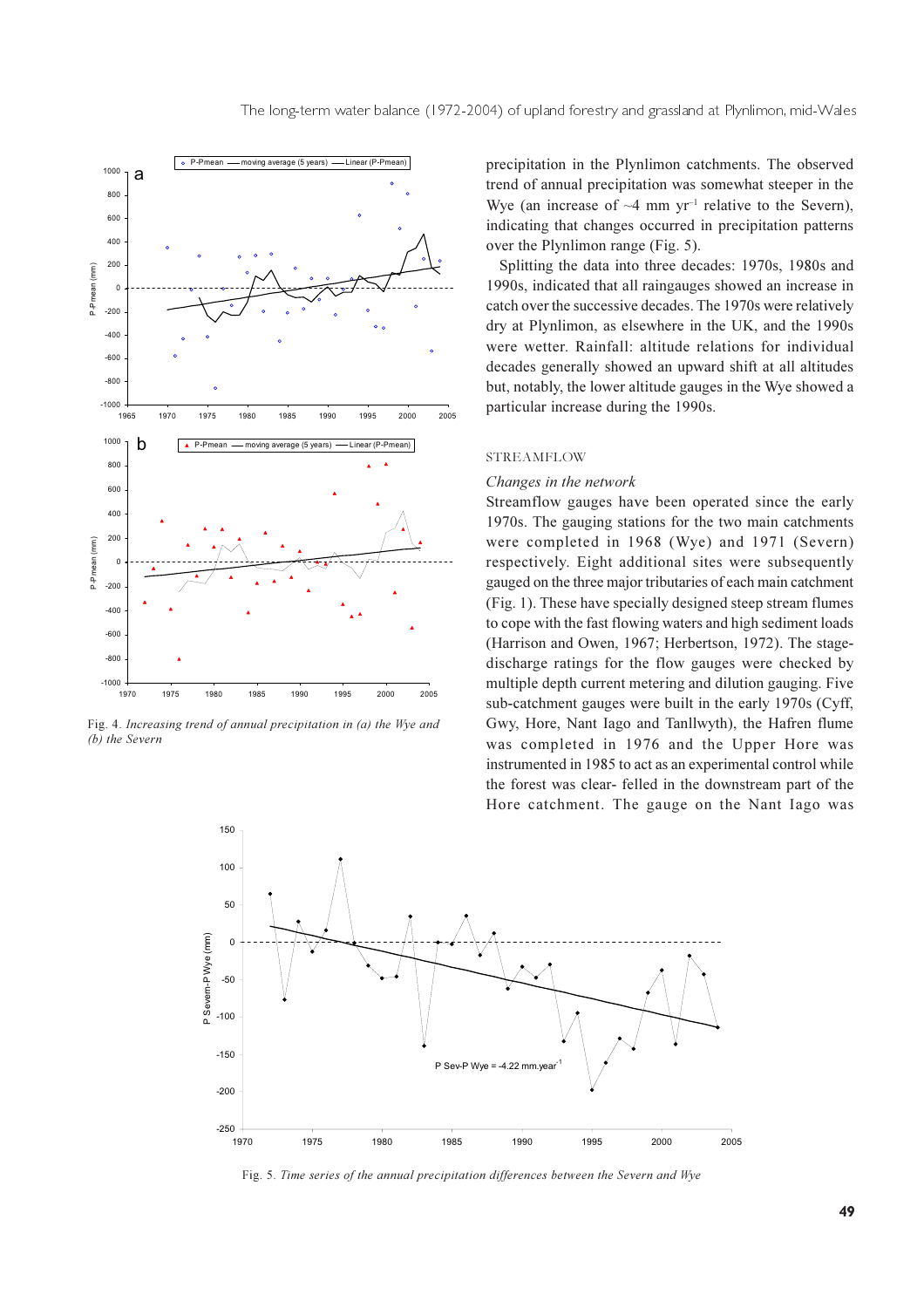Fig. 4. *Increasing trend of annual precipitation in (a) the Wye and (b) the Severn*

precipitation in the Plynlimon catchments. The observed trend of annual precipitation was somewhat steeper in the Wye (an increase of ~4 mm yr$^{-1}$ relative to the Severn), indicating that changes occurred in precipitation patterns over the Plynlimon range (Fig. 5).

Splitting the data into three decades: 1970s, 1980s and 1990s, indicated that all raingauges showed an increase in catch over the successive decades. The 1970s were relatively dry at Plynlimon, as elsewhere in the UK, and the 1990s were wetter. Rainfall: altitude relations for individual decades generally showed an upward shift at all altitudes but, notably, the lower altitude gauges in the Wye showed a particular increase during the 1990s.

## STREAMFLOW

### *Changes in the network*

Streamflow gauges have been operated since the early 1970s. The gauging stations for the two main catchments were completed in 1968 (Wye) and 1971 (Severn) respectively. Eight additional sites were subsequently gauged on the three major tributaries of each main catchment (Fig. 1). These have specially designed steep stream flumes to cope with the fast flowing waters and high sediment loads (Harrison and Owen, 1967; Herbertson, 1972). The stage-discharge ratings for the flow gauges were checked by multiple depth current metering and dilution gauging. Five sub-catchment gauges were built in the early 1970s (Cyff, Gwy, Hore, Nant Iago and Tanllwyth), the Hafren flume was completed in 1976 and the Upper Hore was instrumented in 1985 to act as an experimental control while the forest was clear- felled in the downstream part of the Hore catchment. The gauge on the Nant Iago was

Fig. 5. *Time series of the annual precipitation differences between the Severn and Wye*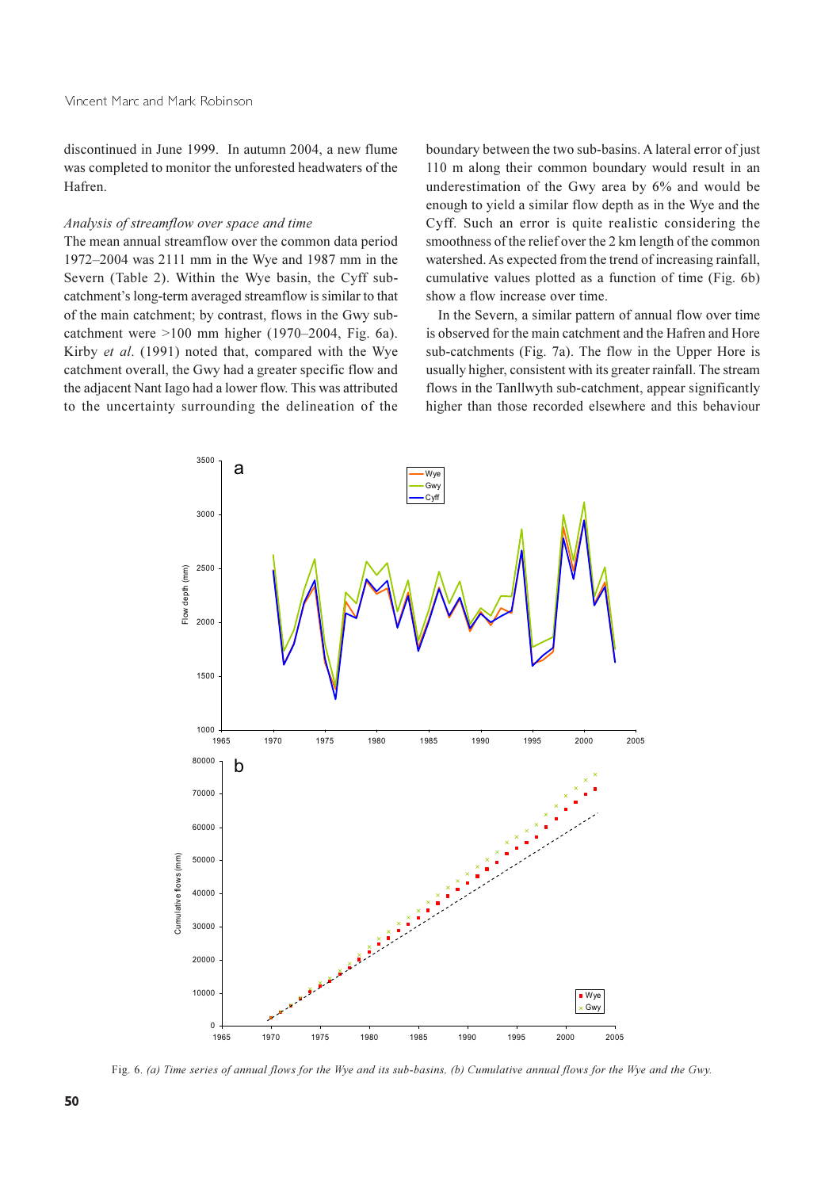discontinued in June 1999. In autumn 2004, a new flume was completed to monitor the unforested headwaters of the Hafren.

*Analysis of streamflow over space and time*

The mean annual streamflow over the common data period 1972–2004 was 2111 mm in the Wye and 1987 mm in the Severn (Table 2). Within the Wye basin, the Cyff sub-catchment's long-term averaged streamflow is similar to that of the main catchment; by contrast, flows in the Gwy sub-catchment were >100 mm higher (1970–2004, Fig. 6a). Kirby *et al*. (1991) noted that, compared with the Wye catchment overall, the Gwy had a greater specific flow and the adjacent Nant Iago had a lower flow. This was attributed to the uncertainty surrounding the delineation of the boundary between the two sub-basins. A lateral error of just 110 m along their common boundary would result in an underestimation of the Gwy area by 6% and would be enough to yield a similar flow depth as in the Wye and the Cyff. Such an error is quite realistic considering the smoothness of the relief over the 2 km length of the common watershed. As expected from the trend of increasing rainfall, cumulative values plotted as a function of time (Fig. 6b) show a flow increase over time.

In the Severn, a similar pattern of annual flow over time is observed for the main catchment and the Hafren and Hore sub-catchments (Fig. 7a). The flow in the Upper Hore is usually higher, consistent with its greater rainfall. The stream flows in the Tanllwyth sub-catchment, appear significantly higher than those recorded elsewhere and this behaviour

Fig. 6. *(a) Time series of annual flows for the Wye and its sub-basins, (b) Cumulative annual flows for the Wye and the Gwy.*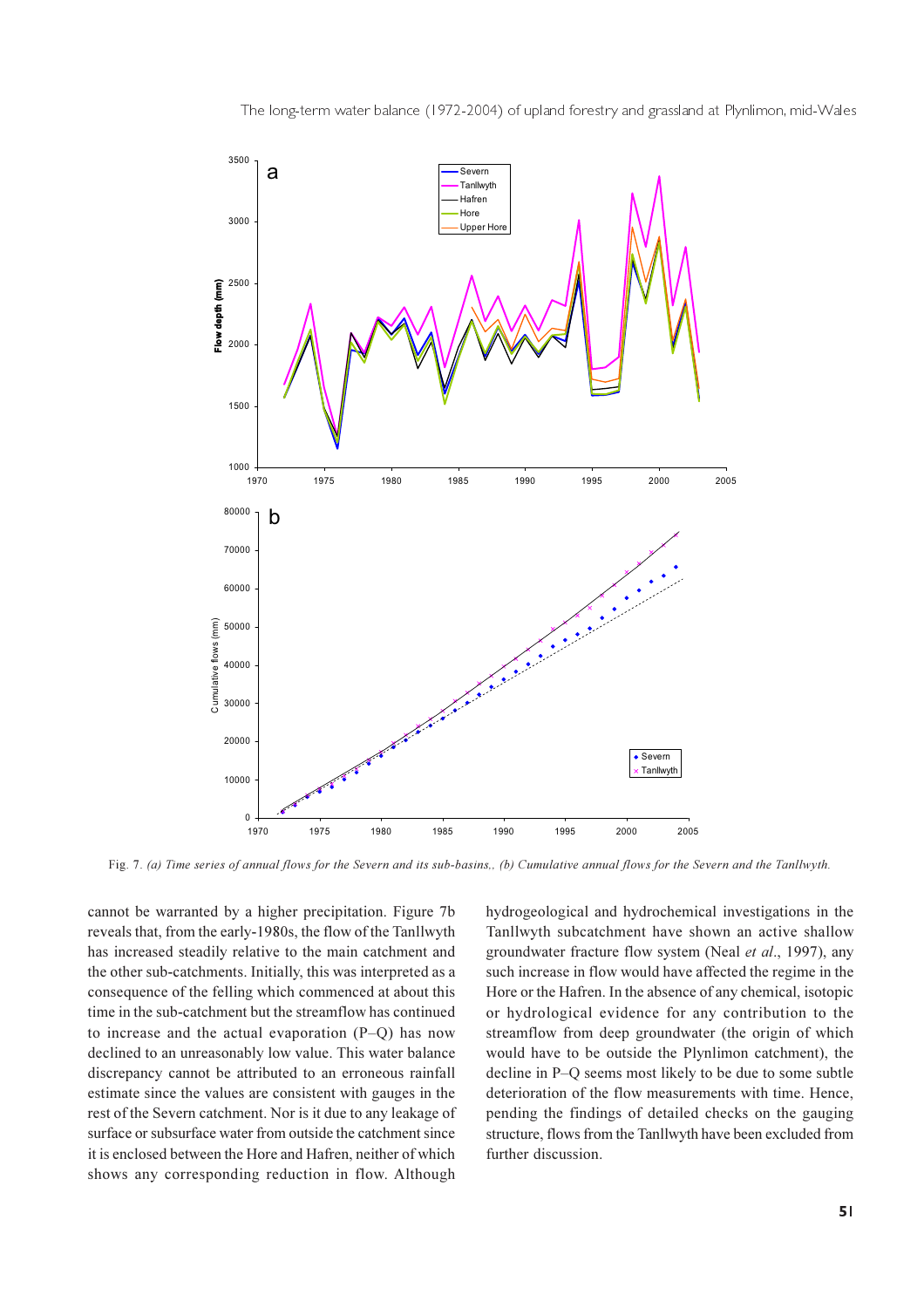Fig. 7. *(a) Time series of annual flows for the Severn and its sub-basins,, (b) Cumulative annual flows for the Severn and the Tanllwyth.*

cannot be warranted by a higher precipitation. Figure 7b reveals that, from the early-1980s, the flow of the Tanllwyth has increased steadily relative to the main catchment and the other sub-catchments. Initially, this was interpreted as a consequence of the felling which commenced at about this time in the sub-catchment but the streamflow has continued to increase and the actual evaporation (P–Q) has now declined to an unreasonably low value. This water balance discrepancy cannot be attributed to an erroneous rainfall estimate since the values are consistent with gauges in the rest of the Severn catchment. Nor is it due to any leakage of surface or subsurface water from outside the catchment since it is enclosed between the Hore and Hafren, neither of which shows any corresponding reduction in flow. Although hydrogeological and hydrochemical investigations in the Tanllwyth subcatchment have shown an active shallow groundwater fracture flow system (Neal *et al*., 1997), any such increase in flow would have affected the regime in the Hore or the Hafren. In the absence of any chemical, isotopic or hydrological evidence for any contribution to the streamflow from deep groundwater (the origin of which would have to be outside the Plynlimon catchment), the decline in P–Q seems most likely to be due to some subtle deterioration of the flow measurements with time. Hence, pending the findings of detailed checks on the gauging structure, flows from the Tanllwyth have been excluded from further discussion.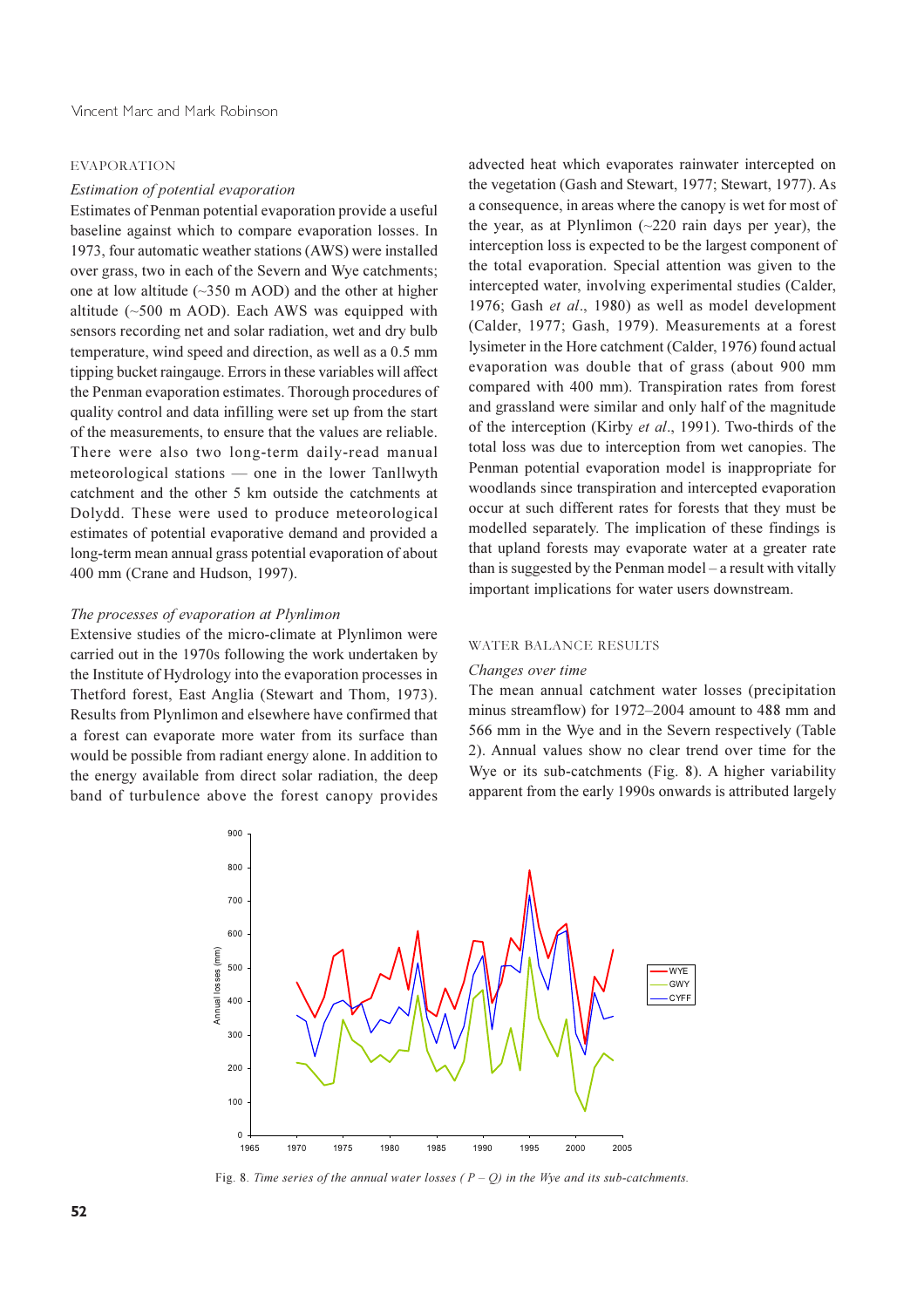## EVAPORATION

### *Estimation of potential evaporation*

Estimates of Penman potential evaporation provide a useful baseline against which to compare evaporation losses. In 1973, four automatic weather stations (AWS) were installed over grass, two in each of the Severn and Wye catchments; one at low altitude (~350 m AOD) and the other at higher altitude (~500 m AOD). Each AWS was equipped with sensors recording net and solar radiation, wet and dry bulb temperature, wind speed and direction, as well as a 0.5 mm tipping bucket raingauge. Errors in these variables will affect the Penman evaporation estimates. Thorough procedures of quality control and data infilling were set up from the start of the measurements, to ensure that the values are reliable. There were also two long-term daily-read manual meteorological stations — one in the lower Tanllwyth catchment and the other 5 km outside the catchments at Dolydd. These were used to produce meteorological estimates of potential evaporative demand and provided a long-term mean annual grass potential evaporation of about 400 mm (Crane and Hudson, 1997).

### *The processes of evaporation at Plynlimon*

Extensive studies of the micro-climate at Plynlimon were carried out in the 1970s following the work undertaken by the Institute of Hydrology into the evaporation processes in Thetford forest, East Anglia (Stewart and Thom, 1973). Results from Plynlimon and elsewhere have confirmed that a forest can evaporate more water from its surface than would be possible from radiant energy alone. In addition to the energy available from direct solar radiation, the deep band of turbulence above the forest canopy provides advected heat which evaporates rainwater intercepted on the vegetation (Gash and Stewart, 1977; Stewart, 1977). As a consequence, in areas where the canopy is wet for most of the year, as at Plynlimon (~220 rain days per year), the interception loss is expected to be the largest component of the total evaporation. Special attention was given to the intercepted water, involving experimental studies (Calder, 1976; Gash *et al*., 1980) as well as model development (Calder, 1977; Gash, 1979). Measurements at a forest lysimeter in the Hore catchment (Calder, 1976) found actual evaporation was double that of grass (about 900 mm compared with 400 mm). Transpiration rates from forest and grassland were similar and only half of the magnitude of the interception (Kirby *et al*., 1991). Two-thirds of the total loss was due to interception from wet canopies. The Penman potential evaporation model is inappropriate for woodlands since transpiration and intercepted evaporation occur at such different rates for forests that they must be modelled separately. The implication of these findings is that upland forests may evaporate water at a greater rate than is suggested by the Penman model – a result with vitally important implications for water users downstream.

## WATER BALANCE RESULTS

### *Changes over time*

The mean annual catchment water losses (precipitation minus streamflow) for 1972–2004 amount to 488 mm and 566 mm in the Wye and in the Severn respectively (Table 2). Annual values show no clear trend over time for the Wye or its sub-catchments (Fig. 8). A higher variability apparent from the early 1990s onwards is attributed largely

Fig. 8. *Time series of the annual water losses ( P – Q) in the Wye and its sub-catchments.*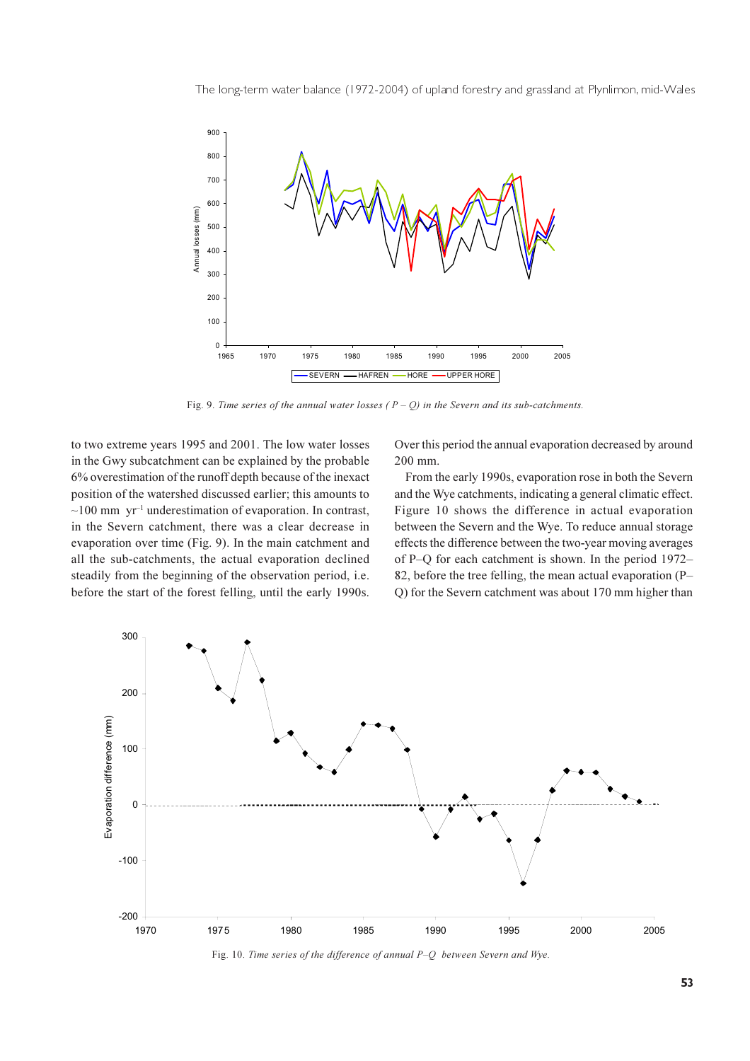Fig. 9. *Time series of the annual water losses ( P – Q) in the Severn and its sub-catchments.*

to two extreme years 1995 and 2001. The low water losses in the Gwy subcatchment can be explained by the probable 6% overestimation of the runoff depth because of the inexact position of the watershed discussed earlier; this amounts to ~100 mm $yr^{-1}$ underestimation of evaporation. In contrast, in the Severn catchment, there was a clear decrease in evaporation over time (Fig. 9). In the main catchment and all the sub-catchments, the actual evaporation declined steadily from the beginning of the observation period, i.e. before the start of the forest felling, until the early 1990s. Over this period the annual evaporation decreased by around 200 mm.

From the early 1990s, evaporation rose in both the Severn and the Wye catchments, indicating a general climatic effect. Figure 10 shows the difference in actual evaporation between the Severn and the Wye. To reduce annual storage effects the difference between the two-year moving averages of P–Q for each catchment is shown. In the period 1972–82, before the tree felling, the mean actual evaporation (P–Q) for the Severn catchment was about 170 mm higher than

Fig. 10. *Time series of the difference of annual P–Q between Severn and Wye.*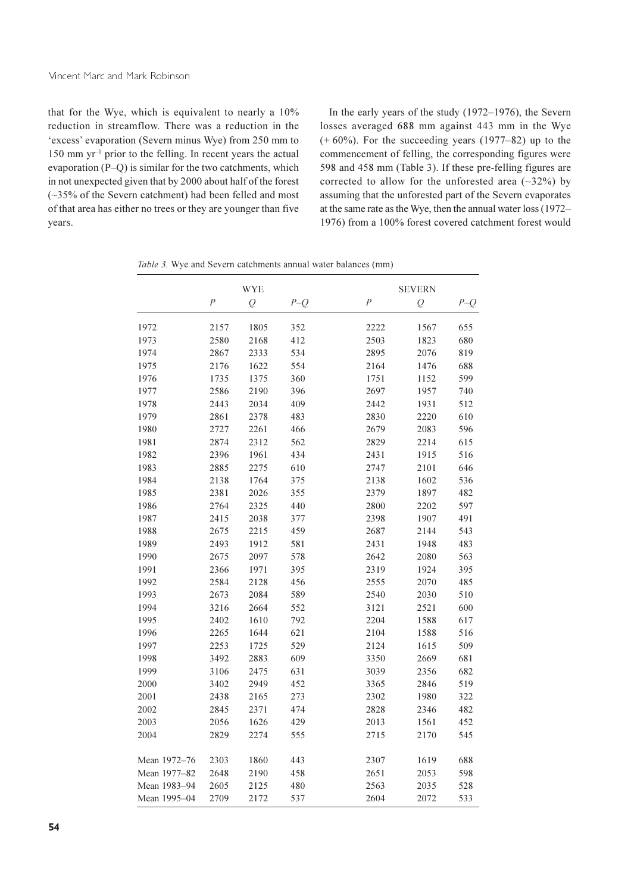that for the Wye, which is equivalent to nearly a 10% reduction in streamflow. There was a reduction in the 'excess' evaporation (Severn minus Wye) from 250 mm to 150 mm $yr^{-1}$ prior to the felling. In recent years the actual evaporation (P–Q) is similar for the two catchments, which in not unexpected given that by 2000 about half of the forest (~35% of the Severn catchment) had been felled and most of that area has either no trees or they are younger than five years.

In the early years of the study (1972–1976), the Severn losses averaged 688 mm against 443 mm in the Wye (+ 60%). For the succeeding years (1977–82) up to the commencement of felling, the corresponding figures were 598 and 458 mm (Table 3). If these pre-felling figures are corrected to allow for the unforested area (~32%) by assuming that the unforested part of the Severn evaporates at the same rate as the Wye, then the annual water loss (1972–1976) from a 100% forest covered catchment forest would

*Table 3.* Wye and Severn catchments annual water balances (mm)

| | WYE | | | SEVERN | | |
|---|---|---|---|---|---|---|
| | *P* | *Q* | *P–Q* | *P* | *Q* | *P–Q* |
| 1972 | 2157 | 1805 | 352 | 2222 | 1567 | 655 |
| 1973 | 2580 | 2168 | 412 | 2503 | 1823 | 680 |
| 1974 | 2867 | 2333 | 534 | 2895 | 2076 | 819 |
| 1975 | 2176 | 1622 | 554 | 2164 | 1476 | 688 |
| 1976 | 1735 | 1375 | 360 | 1751 | 1152 | 599 |
| 1977 | 2586 | 2190 | 396 | 2697 | 1957 | 740 |
| 1978 | 2443 | 2034 | 409 | 2442 | 1931 | 512 |
| 1979 | 2861 | 2378 | 483 | 2830 | 2220 | 610 |
| 1980 | 2727 | 2261 | 466 | 2679 | 2083 | 596 |
| 1981 | 2874 | 2312 | 562 | 2829 | 2214 | 615 |
| 1982 | 2396 | 1961 | 434 | 2431 | 1915 | 516 |
| 1983 | 2885 | 2275 | 610 | 2747 | 2101 | 646 |
| 1984 | 2138 | 1764 | 375 | 2138 | 1602 | 536 |
| 1985 | 2381 | 2026 | 355 | 2379 | 1897 | 482 |
| 1986 | 2764 | 2325 | 440 | 2800 | 2202 | 597 |
| 1987 | 2415 | 2038 | 377 | 2398 | 1907 | 491 |
| 1988 | 2675 | 2215 | 459 | 2687 | 2144 | 543 |
| 1989 | 2493 | 1912 | 581 | 2431 | 1948 | 483 |
| 1990 | 2675 | 2097 | 578 | 2642 | 2080 | 563 |
| 1991 | 2366 | 1971 | 395 | 2319 | 1924 | 395 |
| 1992 | 2584 | 2128 | 456 | 2555 | 2070 | 485 |
| 1993 | 2673 | 2084 | 589 | 2540 | 2030 | 510 |
| 1994 | 3216 | 2664 | 552 | 3121 | 2521 | 600 |
| 1995 | 2402 | 1610 | 792 | 2204 | 1588 | 617 |
| 1996 | 2265 | 1644 | 621 | 2104 | 1588 | 516 |
| 1997 | 2253 | 1725 | 529 | 2124 | 1615 | 509 |
| 1998 | 3492 | 2883 | 609 | 3350 | 2669 | 681 |
| 1999 | 3106 | 2475 | 631 | 3039 | 2356 | 682 |
| 2000 | 3402 | 2949 | 452 | 3365 | 2846 | 519 |
| 2001 | 2438 | 2165 | 273 | 2302 | 1980 | 322 |
| 2002 | 2845 | 2371 | 474 | 2828 | 2346 | 482 |
| 2003 | 2056 | 1626 | 429 | 2013 | 1561 | 452 |
| 2004 | 2829 | 2274 | 555 | 2715 | 2170 | 545 |
| Mean 1972–76 | 2303 | 1860 | 443 | 2307 | 1619 | 688 |
| Mean 1977–82 | 2648 | 2190 | 458 | 2651 | 2053 | 598 |
| Mean 1983–94 | 2605 | 2125 | 480 | 2563 | 2035 | 528 |
| Mean 1995–04 | 2709 | 2172 | 537 | 2604 | 2072 | 533 |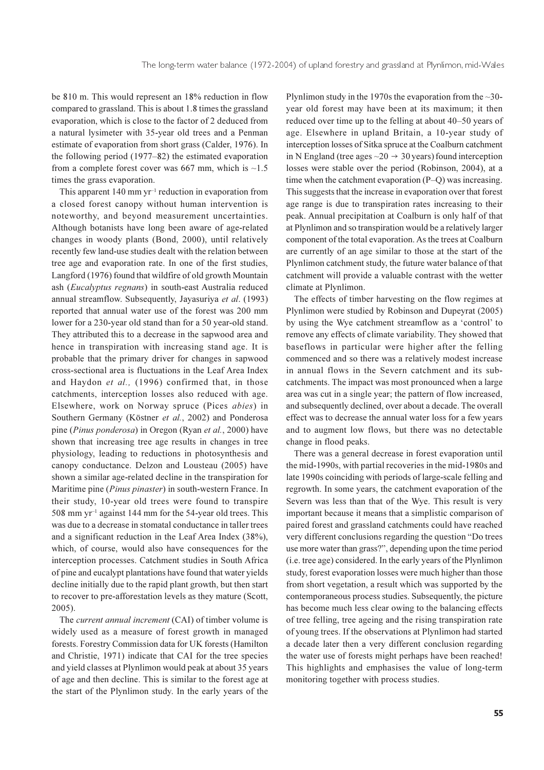be 810 m. This would represent an 18% reduction in flow compared to grassland. This is about 1.8 times the grassland evaporation, which is close to the factor of 2 deduced from a natural lysimeter with 35-year old trees and a Penman estimate of evaporation from short grass (Calder, 1976). In the following period (1977–82) the estimated evaporation from a complete forest cover was 667 mm, which is ~1.5 times the grass evaporation.

This apparent 140 mm $yr^{-1}$ reduction in evaporation from a closed forest canopy without human intervention is noteworthy, and beyond measurement uncertainties. Although botanists have long been aware of age-related changes in woody plants (Bond, 2000), until relatively recently few land-use studies dealt with the relation between tree age and evaporation rate. In one of the first studies, Langford (1976) found that wildfire of old growth Mountain ash (*Eucalyptus regnans*) in south-east Australia reduced annual streamflow. Subsequently, Jayasuriya *et al*. (1993) reported that annual water use of the forest was 200 mm lower for a 230-year old stand than for a 50 year-old stand. They attributed this to a decrease in the sapwood area and hence in transpiration with increasing stand age. It is probable that the primary driver for changes in sapwood cross-sectional area is fluctuations in the Leaf Area Index and Haydon *et al.,* (1996) confirmed that, in those catchments, interception losses also reduced with age. Elsewhere, work on Norway spruce (Pices *abies*) in Southern Germany (Köstner *et al.*, 2002) and Ponderosa pine (*Pinus ponderosa*) in Oregon (Ryan *et al.*, 2000) have shown that increasing tree age results in changes in tree physiology, leading to reductions in photosynthesis and canopy conductance. Delzon and Lousteau (2005) have shown a similar age-related decline in the transpiration for Maritime pine (*Pinus pinaster*) in south-western France. In their study, 10-year old trees were found to transpire 508 mm $yr^{-1}$ against 144 mm for the 54-year old trees. This was due to a decrease in stomatal conductance in taller trees and a significant reduction in the Leaf Area Index (38%), which, of course, would also have consequences for the interception processes. Catchment studies in South Africa of pine and eucalypt plantations have found that water yields decline initially due to the rapid plant growth, but then start to recover to pre-afforestation levels as they mature (Scott, 2005).

The *current annual increment* (CAI) of timber volume is widely used as a measure of forest growth in managed forests. Forestry Commission data for UK forests (Hamilton and Christie, 1971) indicate that CAI for the tree species and yield classes at Plynlimon would peak at about 35 years of age and then decline. This is similar to the forest age at the start of the Plynlimon study. In the early years of the Plynlimon study in the 1970s the evaporation from the ~30-year old forest may have been at its maximum; it then reduced over time up to the felling at about 40–50 years of age. Elsewhere in upland Britain, a 10-year study of interception losses of Sitka spruce at the Coalburn catchment in N England (tree ages ~20 → 30 years) found interception losses were stable over the period (Robinson, 2004), at a time when the catchment evaporation (P–Q) was increasing. This suggests that the increase in evaporation over that forest age range is due to transpiration rates increasing to their peak. Annual precipitation at Coalburn is only half of that at Plynlimon and so transpiration would be a relatively larger component of the total evaporation. As the trees at Coalburn are currently of an age similar to those at the start of the Plynlimon catchment study, the future water balance of that catchment will provide a valuable contrast with the wetter climate at Plynlimon.

The effects of timber harvesting on the flow regimes at Plynlimon were studied by Robinson and Dupeyrat (2005) by using the Wye catchment streamflow as a 'control' to remove any effects of climate variability. They showed that baseflows in particular were higher after the felling commenced and so there was a relatively modest increase in annual flows in the Severn catchment and its sub-catchments. The impact was most pronounced when a large area was cut in a single year; the pattern of flow increased, and subsequently declined, over about a decade. The overall effect was to decrease the annual water loss for a few years and to augment low flows, but there was no detectable change in flood peaks.

There was a general decrease in forest evaporation until the mid-1990s, with partial recoveries in the mid-1980s and late 1990s coinciding with periods of large-scale felling and regrowth. In some years, the catchment evaporation of the Severn was less than that of the Wye. This result is very important because it means that a simplistic comparison of paired forest and grassland catchments could have reached very different conclusions regarding the question "Do trees use more water than grass?", depending upon the time period (i.e. tree age) considered. In the early years of the Plynlimon study, forest evaporation losses were much higher than those from short vegetation, a result which was supported by the contemporaneous process studies. Subsequently, the picture has become much less clear owing to the balancing effects of tree felling, tree ageing and the rising transpiration rate of young trees. If the observations at Plynlimon had started a decade later then a very different conclusion regarding the water use of forests might perhaps have been reached! This highlights and emphasises the value of long-term monitoring together with process studies.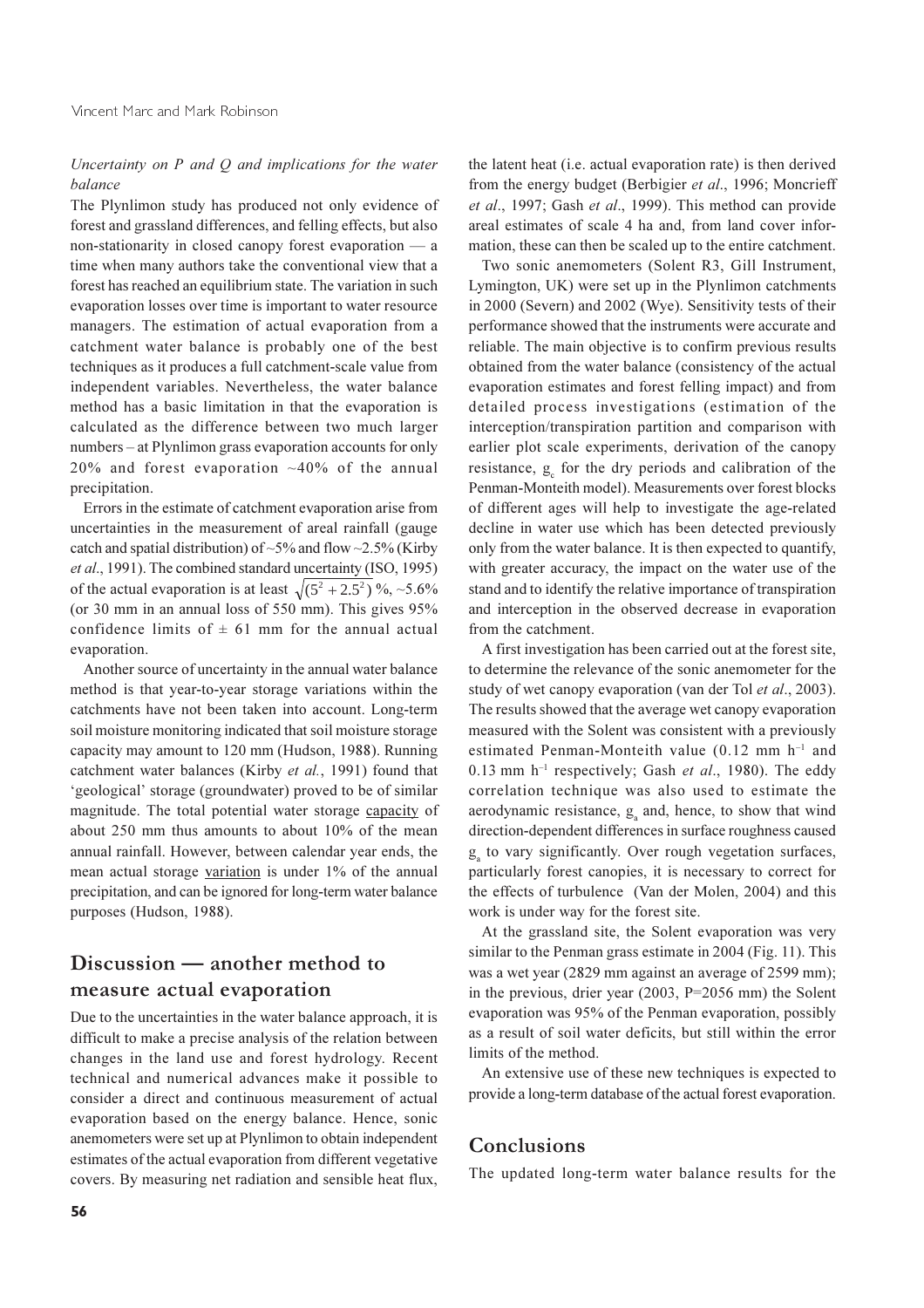*Uncertainty on P and Q and implications for the water balance*

The Plynlimon study has produced not only evidence of forest and grassland differences, and felling effects, but also non-stationarity in closed canopy forest evaporation — a time when many authors take the conventional view that a forest has reached an equilibrium state. The variation in such evaporation losses over time is important to water resource managers. The estimation of actual evaporation from a catchment water balance is probably one of the best techniques as it produces a full catchment-scale value from independent variables. Nevertheless, the water balance method has a basic limitation in that the evaporation is calculated as the difference between two much larger numbers – at Plynlimon grass evaporation accounts for only 20% and forest evaporation ~40% of the annual precipitation.

Errors in the estimate of catchment evaporation arise from uncertainties in the measurement of areal rainfall (gauge catch and spatial distribution) of ~5% and flow ~2.5% (Kirby *et al*., 1991). The combined standard uncertainty (ISO, 1995) of the actual evaporation is at least $\sqrt{(5^2 + 2.5^2)}$ %, ~5.6% (or 30 mm in an annual loss of 550 mm). This gives 95% confidence limits of ± 61 mm for the annual actual evaporation.

Another source of uncertainty in the annual water balance method is that year-to-year storage variations within the catchments have not been taken into account. Long-term soil moisture monitoring indicated that soil moisture storage capacity may amount to 120 mm (Hudson, 1988). Running catchment water balances (Kirby *et al.*, 1991) found that 'geological' storage (groundwater) proved to be of similar magnitude. The total potential water storage capacity of about 250 mm thus amounts to about 10% of the mean annual rainfall. However, between calendar year ends, the mean actual storage variation is under 1% of the annual precipitation, and can be ignored for long-term water balance purposes (Hudson, 1988).

## Discussion — another method to measure actual evaporation

Due to the uncertainties in the water balance approach, it is difficult to make a precise analysis of the relation between changes in the land use and forest hydrology. Recent technical and numerical advances make it possible to consider a direct and continuous measurement of actual evaporation based on the energy balance. Hence, sonic anemometers were set up at Plynlimon to obtain independent estimates of the actual evaporation from different vegetative covers. By measuring net radiation and sensible heat flux, the latent heat (i.e. actual evaporation rate) is then derived from the energy budget (Berbigier *et al*., 1996; Moncrieff *et al*., 1997; Gash *et al*., 1999). This method can provide areal estimates of scale 4 ha and, from land cover information, these can then be scaled up to the entire catchment.

Two sonic anemometers (Solent R3, Gill Instrument, Lymington, UK) were set up in the Plynlimon catchments in 2000 (Severn) and 2002 (Wye). Sensitivity tests of their performance showed that the instruments were accurate and reliable. The main objective is to confirm previous results obtained from the water balance (consistency of the actual evaporation estimates and forest felling impact) and from detailed process investigations (estimation of the interception/transpiration partition and comparison with earlier plot scale experiments, derivation of the canopy resistance, $g_c$ for the dry periods and calibration of the Penman-Monteith model). Measurements over forest blocks of different ages will help to investigate the age-related decline in water use which has been detected previously only from the water balance. It is then expected to quantify, with greater accuracy, the impact on the water use of the stand and to identify the relative importance of transpiration and interception in the observed decrease in evaporation from the catchment.

A first investigation has been carried out at the forest site, to determine the relevance of the sonic anemometer for the study of wet canopy evaporation (van der Tol *et al*., 2003). The results showed that the average wet canopy evaporation measured with the Solent was consistent with a previously estimated Penman-Monteith value (0.12 mm $h^{-1}$ and 0.13 mm $h^{-1}$ respectively; Gash *et al*., 1980). The eddy correlation technique was also used to estimate the aerodynamic resistance, $g_a$ and, hence, to show that wind direction-dependent differences in surface roughness caused $g_a$ to vary significantly. Over rough vegetation surfaces, particularly forest canopies, it is necessary to correct for the effects of turbulence (Van der Molen, 2004) and this work is under way for the forest site.

At the grassland site, the Solent evaporation was very similar to the Penman grass estimate in 2004 (Fig. 11). This was a wet year (2829 mm against an average of 2599 mm); in the previous, drier year (2003, P=2056 mm) the Solent evaporation was 95% of the Penman evaporation, possibly as a result of soil water deficits, but still within the error limits of the method.

An extensive use of these new techniques is expected to provide a long-term database of the actual forest evaporation.

## Conclusions

The updated long-term water balance results for the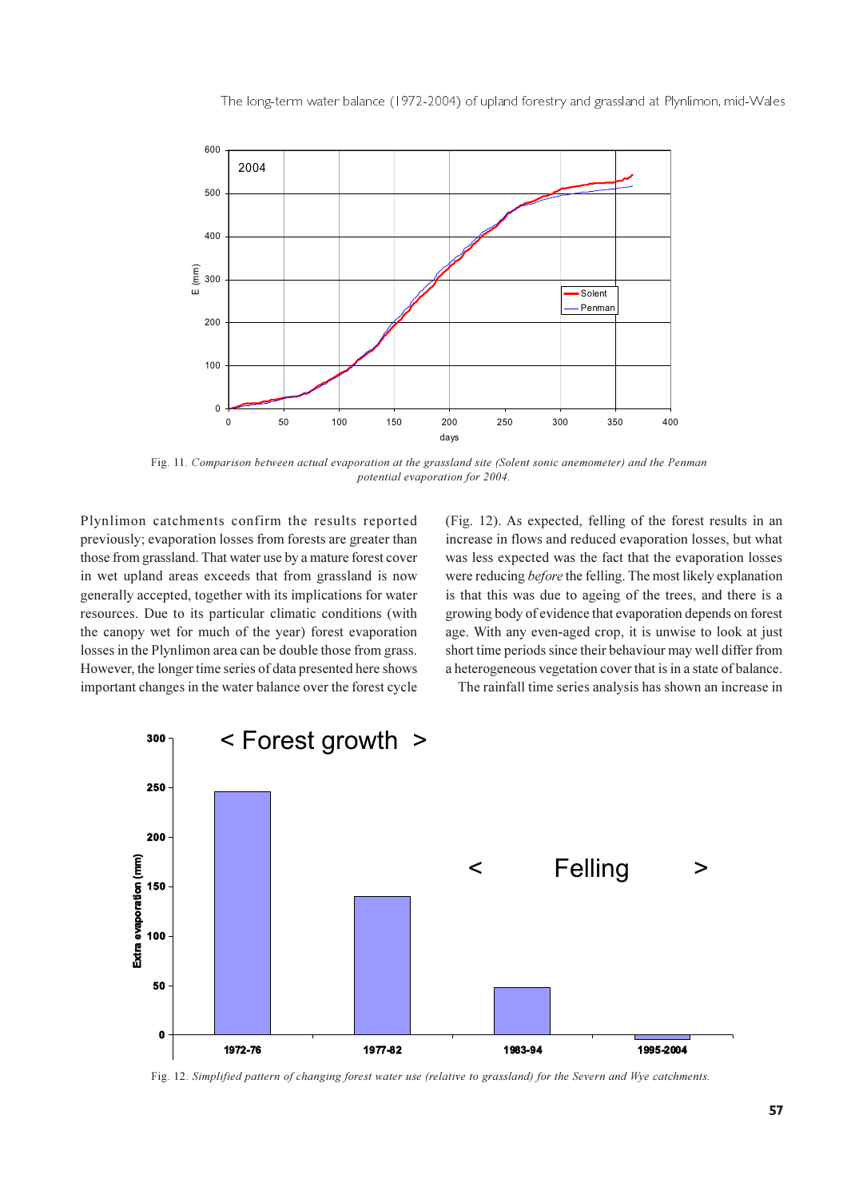Fig. 11. *Comparison between actual evaporation at the grassland site (Solent sonic anemometer) and the Penman potential evaporation for 2004.*

Plynlimon catchments confirm the results reported previously; evaporation losses from forests are greater than those from grassland. That water use by a mature forest cover in wet upland areas exceeds that from grassland is now generally accepted, together with its implications for water resources. Due to its particular climatic conditions (with the canopy wet for much of the year) forest evaporation losses in the Plynlimon area can be double those from grass. However, the longer time series of data presented here shows important changes in the water balance over the forest cycle (Fig. 12). As expected, felling of the forest results in an increase in flows and reduced evaporation losses, but what was less expected was the fact that the evaporation losses were reducing *before* the felling. The most likely explanation is that this was due to ageing of the trees, and there is a growing body of evidence that evaporation depends on forest age. With any even-aged crop, it is unwise to look at just short time periods since their behaviour may well differ from a heterogeneous vegetation cover that is in a state of balance.

The rainfall time series analysis has shown an increase in

Fig. 12. *Simplified pattern of changing forest water use (relative to grassland) for the Severn and Wye catchments.*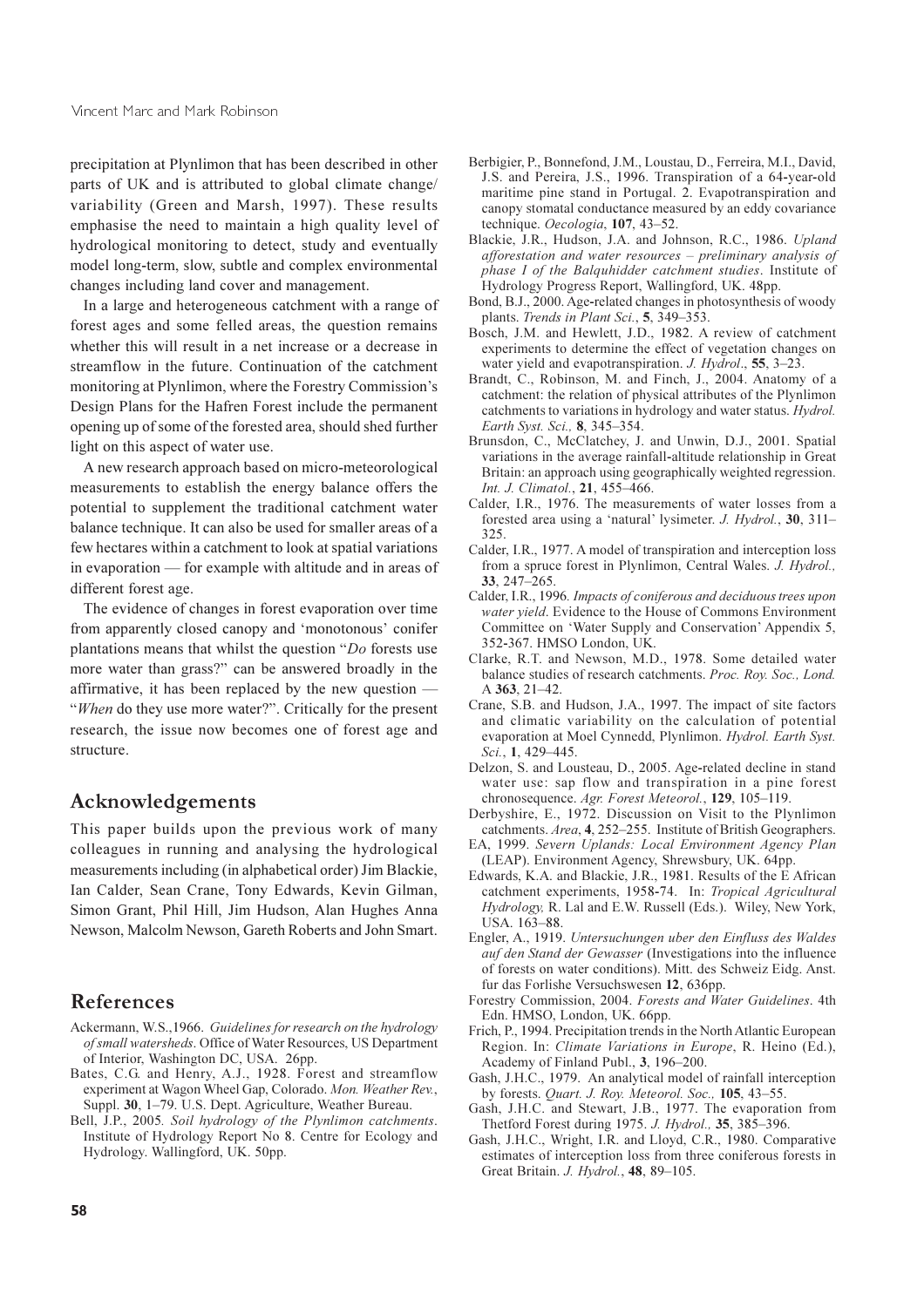precipitation at Plynlimon that has been described in other parts of UK and is attributed to global climate change/ variability (Green and Marsh, 1997). These results emphasise the need to maintain a high quality level of hydrological monitoring to detect, study and eventually model long-term, slow, subtle and complex environmental changes including land cover and management.

In a large and heterogeneous catchment with a range of forest ages and some felled areas, the question remains whether this will result in a net increase or a decrease in streamflow in the future. Continuation of the catchment monitoring at Plynlimon, where the Forestry Commission's Design Plans for the Hafren Forest include the permanent opening up of some of the forested area, should shed further light on this aspect of water use.

A new research approach based on micro-meteorological measurements to establish the energy balance offers the potential to supplement the traditional catchment water balance technique. It can also be used for smaller areas of a few hectares within a catchment to look at spatial variations in evaporation — for example with altitude and in areas of different forest age.

The evidence of changes in forest evaporation over time from apparently closed canopy and 'monotonous' conifer plantations means that whilst the question "*Do* forests use more water than grass?" can be answered broadly in the affirmative, it has been replaced by the new question — "*When* do they use more water?". Critically for the present research, the issue now becomes one of forest age and structure.

## Acknowledgements

This paper builds upon the previous work of many colleagues in running and analysing the hydrological measurements including (in alphabetical order) Jim Blackie, Ian Calder, Sean Crane, Tony Edwards, Kevin Gilman, Simon Grant, Phil Hill, Jim Hudson, Alan Hughes Anna Newson, Malcolm Newson, Gareth Roberts and John Smart.

## References

Ackermann, W.S.,1966. *Guidelines for research on the hydrology of small watersheds*. Office of Water Resources, US Department of Interior, Washington DC, USA. 26pp.

Bates, C.G. and Henry, A.J., 1928. Forest and streamflow experiment at Wagon Wheel Gap, Colorado. *Mon. Weather Rev.*, Suppl. **30**, 1–79. U.S. Dept. Agriculture, Weather Bureau.

Bell, J.P., 2005*. Soil hydrology of the Plynlimon catchments*. Institute of Hydrology Report No 8. Centre for Ecology and Hydrology. Wallingford, UK. 50pp.

Berbigier, P., Bonnefond, J.M., Loustau, D., Ferreira, M.I., David, J.S. and Pereira, J.S., 1996. Transpiration of a 64-year-old maritime pine stand in Portugal. 2. Evapotranspiration and canopy stomatal conductance measured by an eddy covariance technique. *Oecologia*, **107**, 43–52.

Blackie, J.R., Hudson, J.A. and Johnson, R.C., 1986. *Upland afforestation and water resources – preliminary analysis of phase I of the Balquhidder catchment studies*. Institute of Hydrology Progress Report, Wallingford, UK. 48pp.

Bond, B.J., 2000. Age-related changes in photosynthesis of woody plants. *Trends in Plant Sci.*, **5**, 349–353.

Bosch, J.M. and Hewlett, J.D., 1982. A review of catchment experiments to determine the effect of vegetation changes on water yield and evapotranspiration. *J. Hydrol*., **55**, 3–23.

Brandt, C., Robinson, M. and Finch, J., 2004. Anatomy of a catchment: the relation of physical attributes of the Plynlimon catchments to variations in hydrology and water status. *Hydrol. Earth Syst. Sci.,* **8**, 345–354.

Brunsdon, C., McClatchey, J. and Unwin, D.J., 2001. Spatial variations in the average rainfall-altitude relationship in Great Britain: an approach using geographically weighted regression. *Int. J. Climatol.*, **21**, 455–466.

Calder, I.R., 1976. The measurements of water losses from a forested area using a 'natural' lysimeter. *J. Hydrol.*, **30**, 311–325.

Calder, I.R., 1977. A model of transpiration and interception loss from a spruce forest in Plynlimon, Central Wales. *J. Hydrol.,* **33**, 247–265.

Calder, I.R., 1996*. Impacts of coniferous and deciduous trees upon water yield*. Evidence to the House of Commons Environment Committee on 'Water Supply and Conservation' Appendix 5, 352-367. HMSO London, UK.

Clarke, R.T. and Newson, M.D., 1978. Some detailed water balance studies of research catchments. *Proc. Roy. Soc., Lond.* A **363**, 21–42.

Crane, S.B. and Hudson, J.A., 1997. The impact of site factors and climatic variability on the calculation of potential evaporation at Moel Cynnedd, Plynlimon. *Hydrol. Earth Syst. Sci.*, **1**, 429–445.

Delzon, S. and Lousteau, D., 2005. Age-related decline in stand water use: sap flow and transpiration in a pine forest chronosequence. *Agr. Forest Meteorol.*, **129**, 105–119.

Derbyshire, E., 1972. Discussion on Visit to the Plynlimon catchments. *Area*, **4**, 252–255. Institute of British Geographers.

EA, 1999. *Severn Uplands: Local Environment Agency Plan* (LEAP). Environment Agency, Shrewsbury, UK. 64pp.

Edwards, K.A. and Blackie, J.R., 1981. Results of the E African catchment experiments, 1958-74. In: *Tropical Agricultural Hydrology,* R. Lal and E.W. Russell (Eds.). Wiley, New York, USA. 163–88.

Engler, A., 1919. *Untersuchungen uber den Einfluss des Waldes auf den Stand der Gewasser* (Investigations into the influence of forests on water conditions). Mitt. des Schweiz Eidg. Anst. fur das Forlishe Versuchswesen **12**, 636pp.

Forestry Commission, 2004. *Forests and Water Guidelines*. 4th Edn. HMSO, London, UK. 66pp.

Frich, P., 1994. Precipitation trends in the North Atlantic European Region. In: *Climate Variations in Europe*, R. Heino (Ed.), Academy of Finland Publ., **3**, 196–200.

Gash, J.H.C., 1979. An analytical model of rainfall interception by forests. *Quart. J. Roy. Meteorol. Soc.,* **105**, 43–55.

Gash, J.H.C. and Stewart, J.B., 1977. The evaporation from Thetford Forest during 1975. *J. Hydrol.,* **35**, 385–396.

Gash, J.H.C., Wright, I.R. and Lloyd, C.R., 1980. Comparative estimates of interception loss from three coniferous forests in Great Britain. *J. Hydrol.*, **48**, 89–105.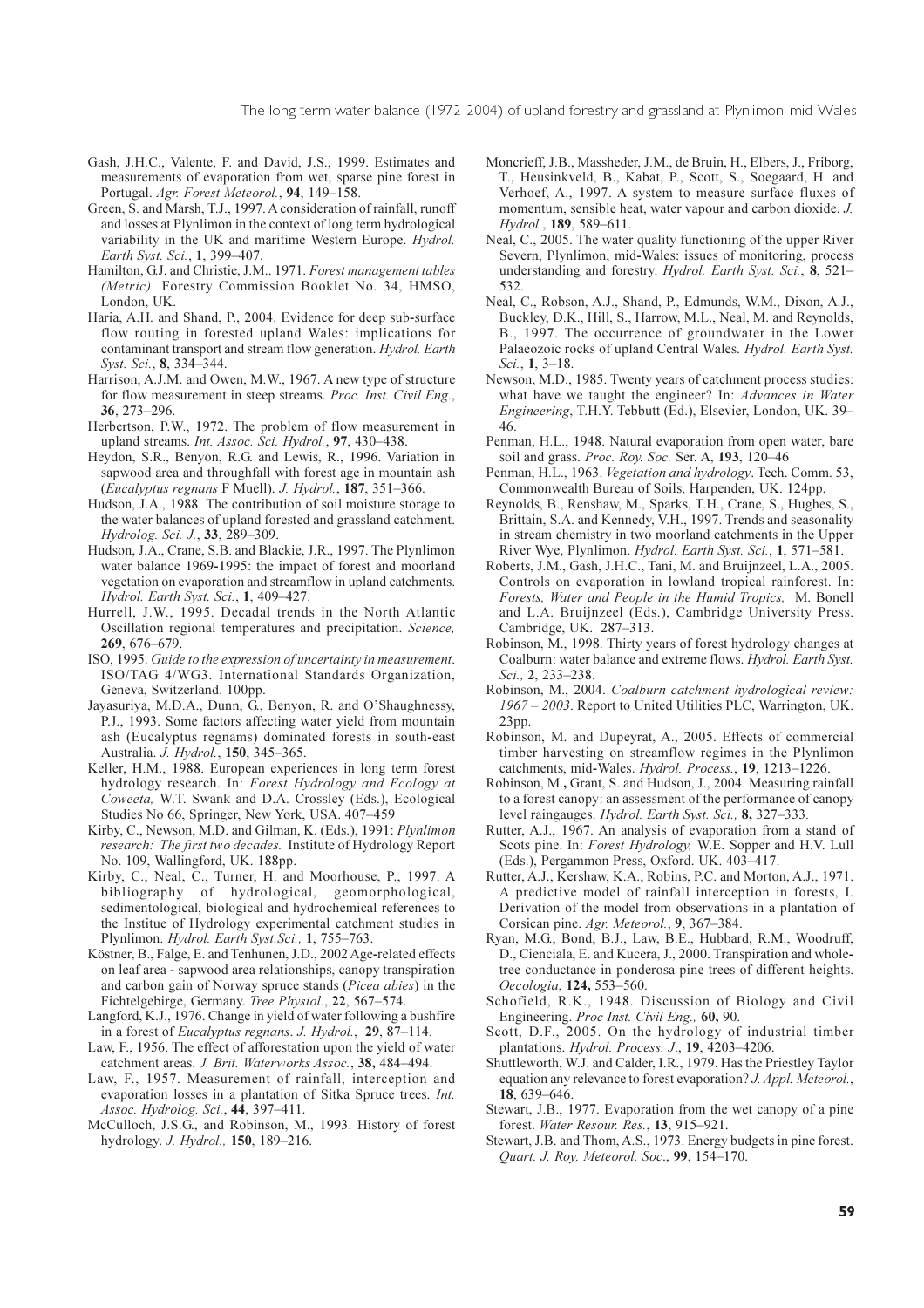Gash, J.H.C., Valente, F. and David, J.S., 1999. Estimates and measurements of evaporation from wet, sparse pine forest in Portugal. *Agr. Forest Meteorol.*, **94**, 149–158.

Green, S. and Marsh, T.J., 1997. A consideration of rainfall, runoff and losses at Plynlimon in the context of long term hydrological variability in the UK and maritime Western Europe. *Hydrol. Earth Syst. Sci.*, **1**, 399–407.

Hamilton, G.J. and Christie, J.M.. 1971. *Forest management tables (Metric).* Forestry Commission Booklet No. 34, HMSO, London, UK.

Haria, A.H. and Shand, P., 2004. Evidence for deep sub-surface flow routing in forested upland Wales: implications for contaminant transport and stream flow generation. *Hydrol. Earth Syst. Sci.*, **8**, 334–344.

Harrison, A.J.M. and Owen, M.W., 1967. A new type of structure for flow measurement in steep streams. *Proc. Inst. Civil Eng.*, **36**, 273–296.

Herbertson, P.W., 1972. The problem of flow measurement in upland streams. *Int. Assoc. Sci. Hydrol.*, **97**, 430–438.

Heydon, S.R., Benyon, R.G. and Lewis, R., 1996. Variation in sapwood area and throughfall with forest age in mountain ash (*Eucalyptus regnans* F Muell). *J. Hydrol.*, **187**, 351–366.

Hudson, J.A., 1988. The contribution of soil moisture storage to the water balances of upland forested and grassland catchment. *Hydrolog. Sci. J.*, **33**, 289–309.

Hudson, J.A., Crane, S.B. and Blackie, J.R., 1997. The Plynlimon water balance 1969-1995: the impact of forest and moorland vegetation on evaporation and streamflow in upland catchments. *Hydrol. Earth Syst. Sci.*, **1**, 409–427.

Hurrell, J.W., 1995. Decadal trends in the North Atlantic Oscillation regional temperatures and precipitation. *Science,* **269**, 676–679.

ISO, 1995. *Guide to the expression of uncertainty in measurement*. ISO/TAG 4/WG3. International Standards Organization, Geneva, Switzerland. 100pp.

Jayasuriya, M.D.A., Dunn, G., Benyon, R. and O'Shaughnessy, P.J., 1993. Some factors affecting water yield from mountain ash (Eucalyptus regnans) dominated forests in south-east Australia. *J. Hydrol.*, **150**, 345–365.

Keller, H.M., 1988. European experiences in long term forest hydrology research. In: *Forest Hydrology and Ecology at Coweeta,* W.T. Swank and D.A. Crossley (Eds.), Ecological Studies No 66, Springer, New York, USA. 407–459

Kirby, C., Newson, M.D. and Gilman, K. (Eds.), 1991: *Plynlimon research: The first two decades.* Institute of Hydrology Report No. 109, Wallingford, UK. 188pp.

Kirby, C., Neal, C., Turner, H. and Moorhouse, P., 1997. A bibliography of hydrological, geomorphological, sedimentological, biological and hydrochemical references to the Institue of Hydrology experimental catchment studies in Plynlimon. *Hydrol. Earth Syst.Sci.,* **1**, 755–763.

Köstner, B., Falge, E. and Tenhunen, J.D., 2002 Age-related effects on leaf area - sapwood area relationships, canopy transpiration and carbon gain of Norway spruce stands (*Picea abies*) in the Fichtelgebirge, Germany. *Tree Physiol.*, **22**, 567–574.

Langford, K.J., 1976. Change in yield of water following a bushfire in a forest of *Eucalyptus regnans*. *J. Hydrol.*, **29**, 87–114.

Law, F., 1956. The effect of afforestation upon the yield of water catchment areas. *J. Brit. Waterworks Assoc.*, **38,** 484–494.

Law, F., 1957. Measurement of rainfall, interception and evaporation losses in a plantation of Sitka Spruce trees. *Int. Assoc. Hydrolog. Sci.*, **44**, 397–411.

McCulloch, J.S.G., and Robinson, M., 1993. History of forest hydrology. *J. Hydrol.,* **150**, 189–216.

Moncrieff, J.B., Massheder, J.M., de Bruin, H., Elbers, J., Friborg, T., Heusinkveld, B., Kabat, P., Scott, S., Soegaard, H. and Verhoef, A., 1997. A system to measure surface fluxes of momentum, sensible heat, water vapour and carbon dioxide. *J. Hydrol.*, **189**, 589–611.

Neal, C., 2005. The water quality functioning of the upper River Severn, Plynlimon, mid-Wales: issues of monitoring, process understanding and forestry. *Hydrol. Earth Syst. Sci.*, **8**, 521–532.

Neal, C., Robson, A.J., Shand, P., Edmunds, W.M., Dixon, A.J., Buckley, D.K., Hill, S., Harrow, M.L., Neal, M. and Reynolds, B., 1997. The occurrence of groundwater in the Lower Palaeozoic rocks of upland Central Wales. *Hydrol. Earth Syst. Sci.*, **1**, 3–18.

Newson, M.D., 1985. Twenty years of catchment process studies: what have we taught the engineer? In: *Advances in Water Engineering*, T.H.Y. Tebbutt (Ed.), Elsevier, London, UK. 39–46.

Penman, H.L., 1948. Natural evaporation from open water, bare soil and grass. *Proc. Roy. Soc.* Ser. A, **193**, 120–46

Penman, H.L., 1963. *Vegetation and hydrology*. Tech. Comm. 53, Commonwealth Bureau of Soils, Harpenden, UK. 124pp.

Reynolds, B., Renshaw, M., Sparks, T.H., Crane, S., Hughes, S., Brittain, S.A. and Kennedy, V.H., 1997. Trends and seasonality in stream chemistry in two moorland catchments in the Upper River Wye, Plynlimon. *Hydrol. Earth Syst. Sci.*, **1**, 571–581.

Roberts, J.M., Gash, J.H.C., Tani, M. and Bruijnzeel, L.A., 2005. Controls on evaporation in lowland tropical rainforest. In: *Forests, Water and People in the Humid Tropics,* M. Bonell and L.A. Bruijnzeel (Eds.), Cambridge University Press. Cambridge, UK. 287–313.

Robinson, M., 1998. Thirty years of forest hydrology changes at Coalburn: water balance and extreme flows. *Hydrol. Earth Syst. Sci.,* **2**, 233–238.

Robinson, M., 2004. *Coalburn catchment hydrological review: 1967 – 2003*. Report to United Utilities PLC, Warrington, UK. 23pp.

Robinson, M. and Dupeyrat, A., 2005. Effects of commercial timber harvesting on streamflow regimes in the Plynlimon catchments, mid-Wales. *Hydrol. Process.*, **19**, 1213–1226.

Robinson, M., Grant, S. and Hudson, J., 2004. Measuring rainfall to a forest canopy: an assessment of the performance of canopy level raingauges. *Hydrol. Earth Syst. Sci.,* **8,** 327–333.

Rutter, A.J., 1967. An analysis of evaporation from a stand of Scots pine. In: *Forest Hydrology,* W.E. Sopper and H.V. Lull (Eds.), Pergammon Press, Oxford. UK. 403–417.

Rutter, A.J., Kershaw, K.A., Robins, P.C. and Morton, A.J., 1971. A predictive model of rainfall interception in forests, I. Derivation of the model from observations in a plantation of Corsican pine. *Agr. Meteorol.*, **9**, 367–384.

Ryan, M.G., Bond, B.J., Law, B.E., Hubbard, R.M., Woodruff, D., Cienciala, E. and Kucera, J., 2000. Transpiration and whole-tree conductance in ponderosa pine trees of different heights. *Oecologia*, **124,** 553–560.

Schofield, R.K., 1948. Discussion of Biology and Civil Engineering. *Proc Inst. Civil Eng.,* **60,** 90.

Scott, D.F., 2005. On the hydrology of industrial timber plantations. *Hydrol. Process. J*., **19**, 4203–4206.

Shuttleworth, W.J. and Calder, I.R., 1979. Has the Priestley Taylor equation any relevance to forest evaporation? *J. Appl. Meteorol.*, **18**, 639–646.

Stewart, J.B., 1977. Evaporation from the wet canopy of a pine forest. *Water Resour. Res.*, **13**, 915–921.

Stewart, J.B. and Thom, A.S., 1973. Energy budgets in pine forest. *Quart. J. Roy. Meteorol. Soc*., **99**, 154–170.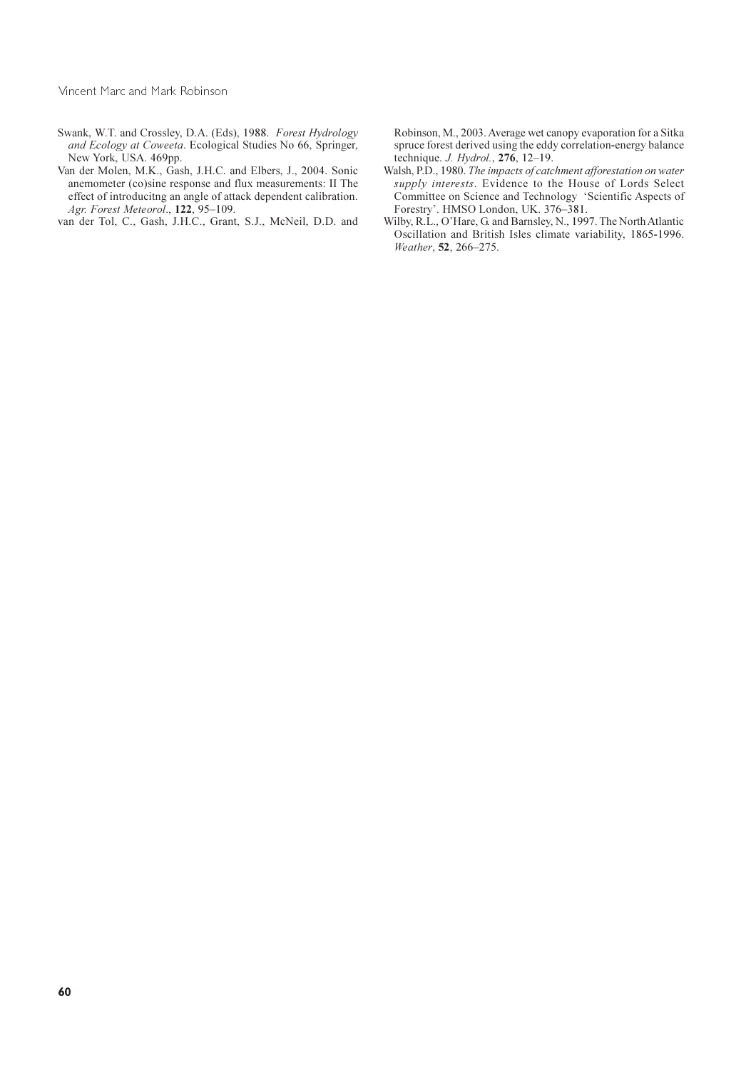Swank, W.T. and Crossley, D.A. (Eds), 1988. *Forest Hydrology and Ecology at Coweeta*. Ecological Studies No 66, Springer, New York, USA. 469pp.

Van der Molen, M.K., Gash, J.H.C. and Elbers, J., 2004. Sonic anemometer (co)sine response and flux measurements: II The effect of introducitng an angle of attack dependent calibration. *Agr. Forest Meteorol*., **122**, 95–109.

van der Tol, C., Gash, J.H.C., Grant, S.J., McNeil, D.D. and Robinson, M., 2003. Average wet canopy evaporation for a Sitka spruce forest derived using the eddy correlation-energy balance technique. *J. Hydrol.*, **276**, 12–19.

Walsh, P.D., 1980. *The impacts of catchment afforestation on water supply interests*. Evidence to the House of Lords Select Committee on Science and Technology 'Scientific Aspects of Forestry'. HMSO London, UK. 376–381.

Wilby, R.L., O'Hare, G. and Barnsley, N., 1997. The North Atlantic Oscillation and British Isles climate variability, 1865-1996. *Weather*, **52**, 266–275.